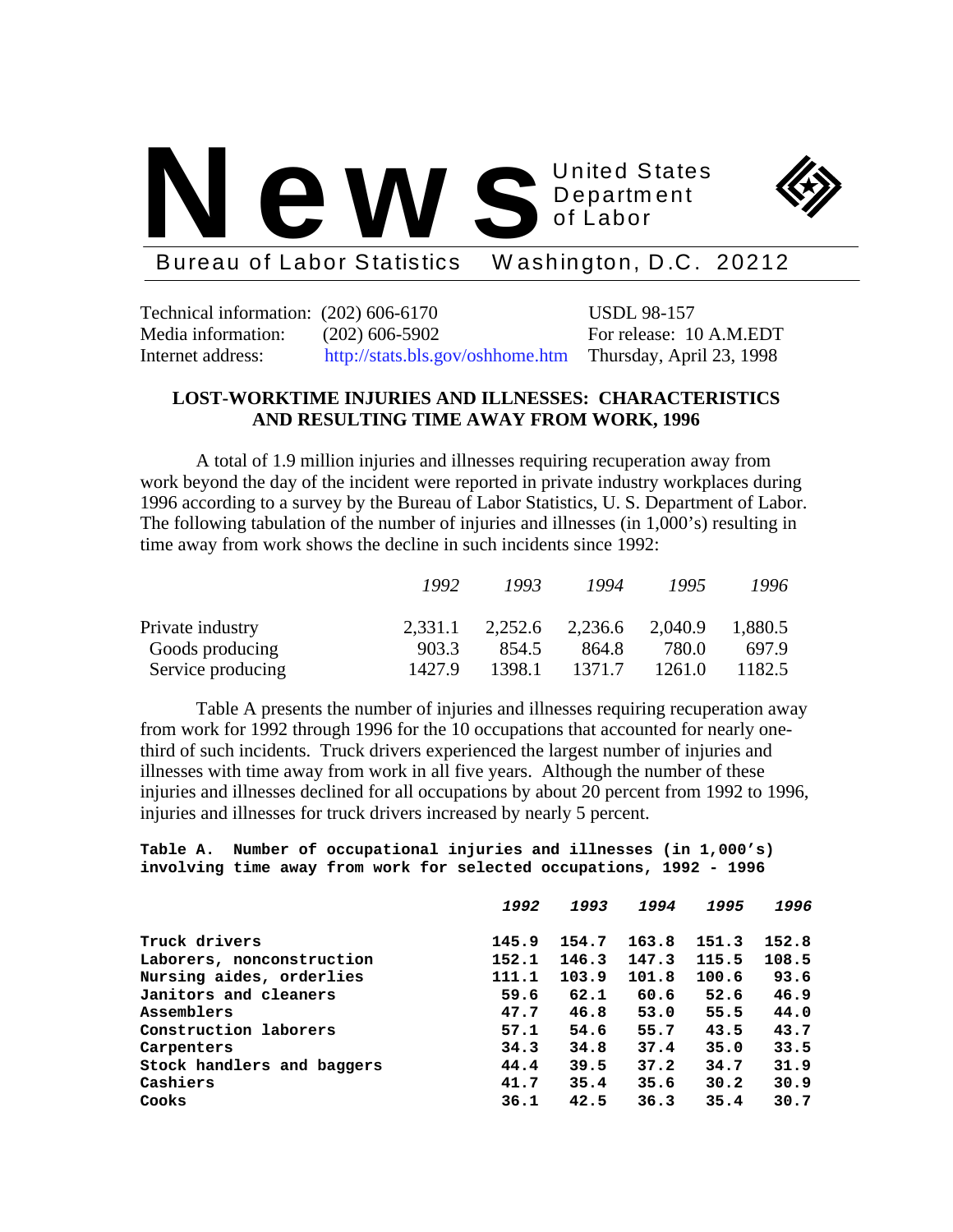# News

United States Department of Labor

Bureau of Labor Statistics Washington, D.C. 20212

| | | |
|---|---|---|
| Technical information: | (202) 606-6170 | USDL 98-157 |
| Media information: | (202) 606-5902 | For release: 10 A.M.EDT |
| Internet address: | http://stats.bls.gov/oshhome.htm | Thursday, April 23, 1998 |

## LOST-WORKTIME INJURIES AND ILLNESSES: CHARACTERISTICS AND RESULTING TIME AWAY FROM WORK, 1996

A total of 1.9 million injuries and illnesses requiring recuperation away from work beyond the day of the incident were reported in private industry workplaces during 1996 according to a survey by the Bureau of Labor Statistics, U. S. Department of Labor. The following tabulation of the number of injuries and illnesses (in 1,000's) resulting in time away from work shows the decline in such incidents since 1992:

| | *1992* | *1993* | *1994* | *1995* | *1996* |
|---|---|---|---|---|---|
| Private industry | 2,331.1 | 2,252.6 | 2,236.6 | 2,040.9 | 1,880.5 |
| Goods producing | 903.3 | 854.5 | 864.8 | 780.0 | 697.9 |
| Service producing | 1427.9 | 1398.1 | 1371.7 | 1261.0 | 1182.5 |

Table A presents the number of injuries and illnesses requiring recuperation away from work for 1992 through 1996 for the 10 occupations that accounted for nearly one-third of such incidents. Truck drivers experienced the largest number of injuries and illnesses with time away from work in all five years. Although the number of these injuries and illnesses declined for all occupations by about 20 percent from 1992 to 1996, injuries and illnesses for truck drivers increased by nearly 5 percent.

**Table A. Number of occupational injuries and illnesses (in 1,000's) involving time away from work for selected occupations, 1992 - 1996**

| | *1992* | *1993* | *1994* | *1995* | *1996* |
|---|---|---|---|---|---|
| Truck drivers | 145.9 | 154.7 | 163.8 | 151.3 | 152.8 |
| Laborers, nonconstruction | 152.1 | 146.3 | 147.3 | 115.5 | 108.5 |
| Nursing aides, orderlies | 111.1 | 103.9 | 101.8 | 100.6 | 93.6 |
| Janitors and cleaners | 59.6 | 62.1 | 60.6 | 52.6 | 46.9 |
| Assemblers | 47.7 | 46.8 | 53.0 | 55.5 | 44.0 |
| Construction laborers | 57.1 | 54.6 | 55.7 | 43.5 | 43.7 |
| Carpenters | 34.3 | 34.8 | 37.4 | 35.0 | 33.5 |
| Stock handlers and baggers | 44.4 | 39.5 | 37.2 | 34.7 | 31.9 |
| Cashiers | 41.7 | 35.4 | 35.6 | 30.2 | 30.9 |
| Cooks | 36.1 | 42.5 | 36.3 | 35.4 | 30.7 |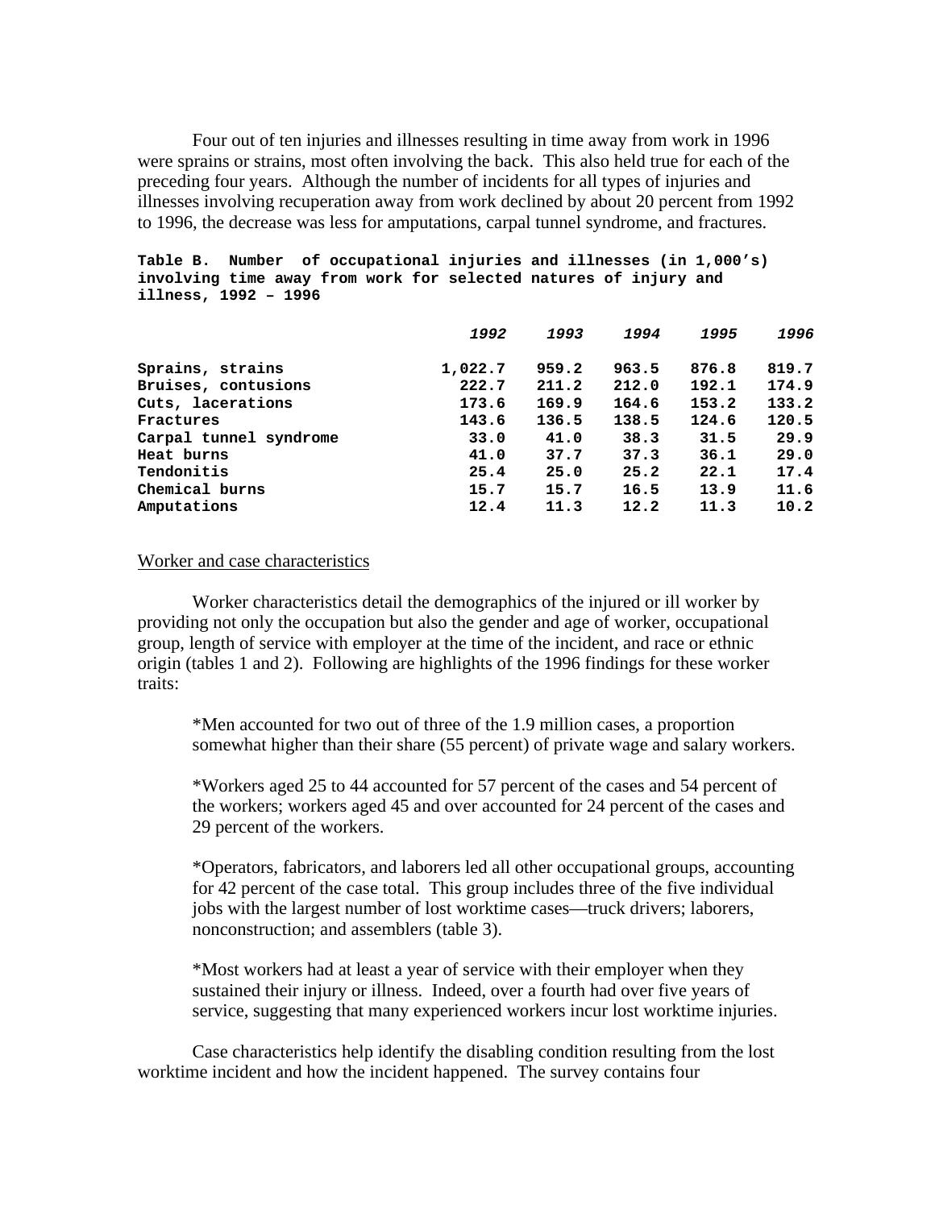Four out of ten injuries and illnesses resulting in time away from work in 1996 were sprains or strains, most often involving the back. This also held true for each of the preceding four years. Although the number of incidents for all types of injuries and illnesses involving recuperation away from work declined by about 20 percent from 1992 to 1996, the decrease was less for amputations, carpal tunnel syndrome, and fractures.

**Table B. Number of occupational injuries and illnesses (in 1,000's) involving time away from work for selected natures of injury and illness, 1992 – 1996**

| | *1992* | *1993* | *1994* | *1995* | *1996* |
|---|---|---|---|---|---|
| Sprains, strains | 1,022.7 | 959.2 | 963.5 | 876.8 | 819.7 |
| Bruises, contusions | 222.7 | 211.2 | 212.0 | 192.1 | 174.9 |
| Cuts, lacerations | 173.6 | 169.9 | 164.6 | 153.2 | 133.2 |
| Fractures | 143.6 | 136.5 | 138.5 | 124.6 | 120.5 |
| Carpal tunnel syndrome | 33.0 | 41.0 | 38.3 | 31.5 | 29.9 |
| Heat burns | 41.0 | 37.7 | 37.3 | 36.1 | 29.0 |
| Tendonitis | 25.4 | 25.0 | 25.2 | 22.1 | 17.4 |
| Chemical burns | 15.7 | 15.7 | 16.5 | 13.9 | 11.6 |
| Amputations | 12.4 | 11.3 | 12.2 | 11.3 | 10.2 |

Worker and case characteristics

Worker characteristics detail the demographics of the injured or ill worker by providing not only the occupation but also the gender and age of worker, occupational group, length of service with employer at the time of the incident, and race or ethnic origin (tables 1 and 2). Following are highlights of the 1996 findings for these worker traits:

*Men accounted for two out of three of the 1.9 million cases, a proportion somewhat higher than their share (55 percent) of private wage and salary workers.

*Workers aged 25 to 44 accounted for 57 percent of the cases and 54 percent of the workers; workers aged 45 and over accounted for 24 percent of the cases and 29 percent of the workers.

*Operators, fabricators, and laborers led all other occupational groups, accounting for 42 percent of the case total. This group includes three of the five individual jobs with the largest number of lost worktime cases—truck drivers; laborers, nonconstruction; and assemblers (table 3).

*Most workers had at least a year of service with their employer when they sustained their injury or illness. Indeed, over a fourth had over five years of service, suggesting that many experienced workers incur lost worktime injuries.

Case characteristics help identify the disabling condition resulting from the lost worktime incident and how the incident happened. The survey contains four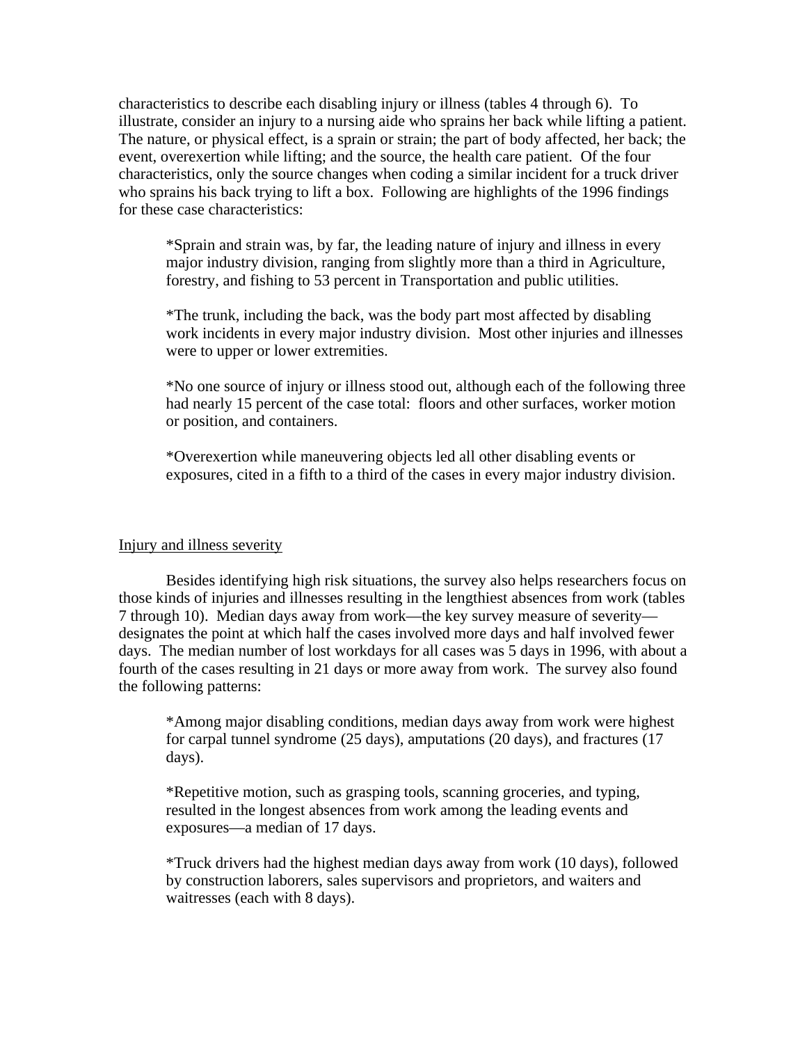characteristics to describe each disabling injury or illness (tables 4 through 6). To illustrate, consider an injury to a nursing aide who sprains her back while lifting a patient. The nature, or physical effect, is a sprain or strain; the part of body affected, her back; the event, overexertion while lifting; and the source, the health care patient. Of the four characteristics, only the source changes when coding a similar incident for a truck driver who sprains his back trying to lift a box. Following are highlights of the 1996 findings for these case characteristics:

*Sprain and strain was, by far, the leading nature of injury and illness in every major industry division, ranging from slightly more than a third in Agriculture, forestry, and fishing to 53 percent in Transportation and public utilities.

*The trunk, including the back, was the body part most affected by disabling work incidents in every major industry division. Most other injuries and illnesses were to upper or lower extremities.

*No one source of injury or illness stood out, although each of the following three had nearly 15 percent of the case total: floors and other surfaces, worker motion or position, and containers.

*Overexertion while maneuvering objects led all other disabling events or exposures, cited in a fifth to a third of the cases in every major industry division.

## Injury and illness severity

Besides identifying high risk situations, the survey also helps researchers focus on those kinds of injuries and illnesses resulting in the lengthiest absences from work (tables 7 through 10). Median days away from work—the key survey measure of severity—designates the point at which half the cases involved more days and half involved fewer days. The median number of lost workdays for all cases was 5 days in 1996, with about a fourth of the cases resulting in 21 days or more away from work. The survey also found the following patterns:

*Among major disabling conditions, median days away from work were highest for carpal tunnel syndrome (25 days), amputations (20 days), and fractures (17 days).

*Repetitive motion, such as grasping tools, scanning groceries, and typing, resulted in the longest absences from work among the leading events and exposures—a median of 17 days.

*Truck drivers had the highest median days away from work (10 days), followed by construction laborers, sales supervisors and proprietors, and waiters and waitresses (each with 8 days).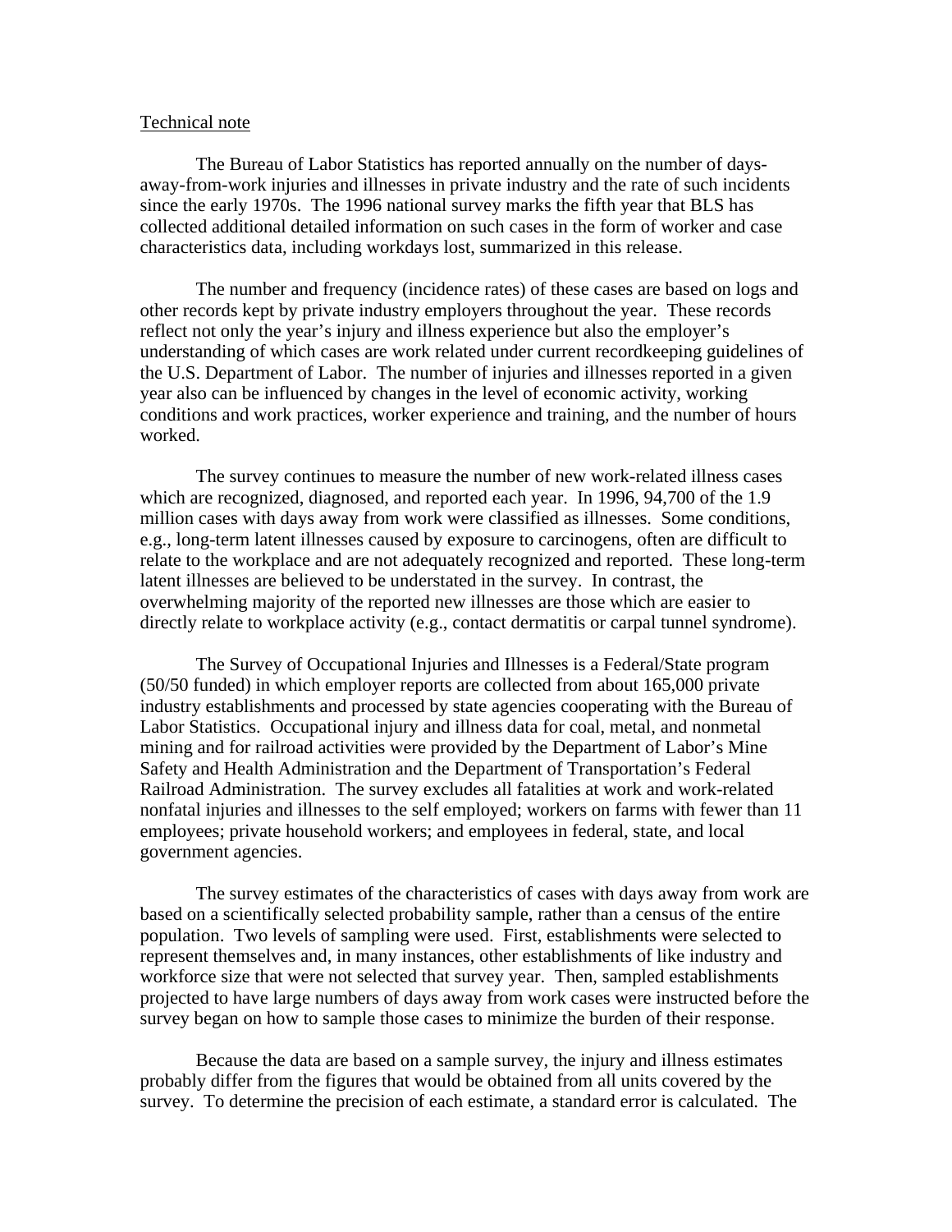Technical note

The Bureau of Labor Statistics has reported annually on the number of days-away-from-work injuries and illnesses in private industry and the rate of such incidents since the early 1970s. The 1996 national survey marks the fifth year that BLS has collected additional detailed information on such cases in the form of worker and case characteristics data, including workdays lost, summarized in this release.

The number and frequency (incidence rates) of these cases are based on logs and other records kept by private industry employers throughout the year. These records reflect not only the year's injury and illness experience but also the employer's understanding of which cases are work related under current recordkeeping guidelines of the U.S. Department of Labor. The number of injuries and illnesses reported in a given year also can be influenced by changes in the level of economic activity, working conditions and work practices, worker experience and training, and the number of hours worked.

The survey continues to measure the number of new work-related illness cases which are recognized, diagnosed, and reported each year. In 1996, 94,700 of the 1.9 million cases with days away from work were classified as illnesses. Some conditions, e.g., long-term latent illnesses caused by exposure to carcinogens, often are difficult to relate to the workplace and are not adequately recognized and reported. These long-term latent illnesses are believed to be understated in the survey. In contrast, the overwhelming majority of the reported new illnesses are those which are easier to directly relate to workplace activity (e.g., contact dermatitis or carpal tunnel syndrome).

The Survey of Occupational Injuries and Illnesses is a Federal/State program (50/50 funded) in which employer reports are collected from about 165,000 private industry establishments and processed by state agencies cooperating with the Bureau of Labor Statistics. Occupational injury and illness data for coal, metal, and nonmetal mining and for railroad activities were provided by the Department of Labor's Mine Safety and Health Administration and the Department of Transportation's Federal Railroad Administration. The survey excludes all fatalities at work and work-related nonfatal injuries and illnesses to the self employed; workers on farms with fewer than 11 employees; private household workers; and employees in federal, state, and local government agencies.

The survey estimates of the characteristics of cases with days away from work are based on a scientifically selected probability sample, rather than a census of the entire population. Two levels of sampling were used. First, establishments were selected to represent themselves and, in many instances, other establishments of like industry and workforce size that were not selected that survey year. Then, sampled establishments projected to have large numbers of days away from work cases were instructed before the survey began on how to sample those cases to minimize the burden of their response.

Because the data are based on a sample survey, the injury and illness estimates probably differ from the figures that would be obtained from all units covered by the survey. To determine the precision of each estimate, a standard error is calculated. The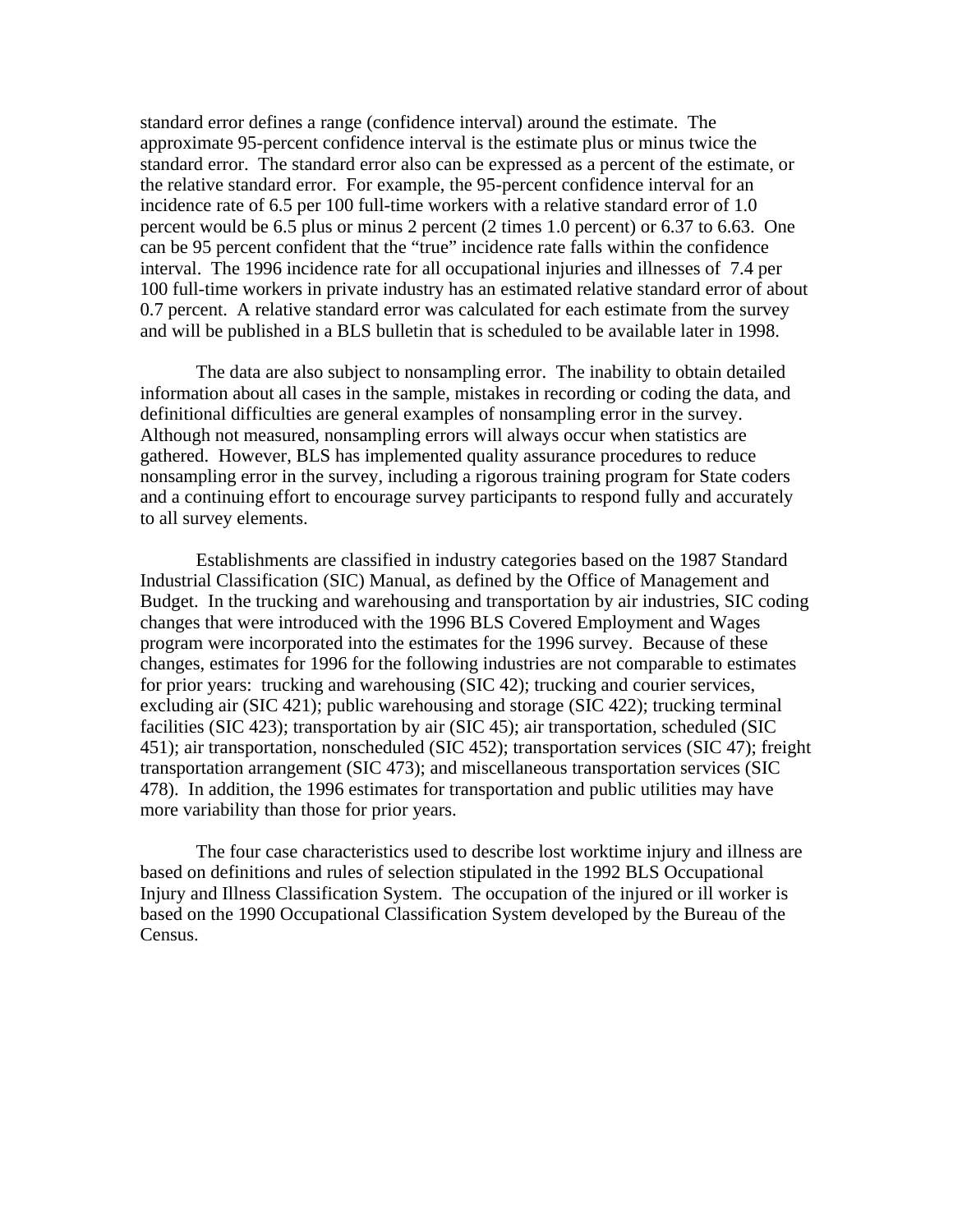standard error defines a range (confidence interval) around the estimate. The approximate 95-percent confidence interval is the estimate plus or minus twice the standard error. The standard error also can be expressed as a percent of the estimate, or the relative standard error. For example, the 95-percent confidence interval for an incidence rate of 6.5 per 100 full-time workers with a relative standard error of 1.0 percent would be 6.5 plus or minus 2 percent (2 times 1.0 percent) or 6.37 to 6.63. One can be 95 percent confident that the "true" incidence rate falls within the confidence interval. The 1996 incidence rate for all occupational injuries and illnesses of 7.4 per 100 full-time workers in private industry has an estimated relative standard error of about 0.7 percent. A relative standard error was calculated for each estimate from the survey and will be published in a BLS bulletin that is scheduled to be available later in 1998.

The data are also subject to nonsampling error. The inability to obtain detailed information about all cases in the sample, mistakes in recording or coding the data, and definitional difficulties are general examples of nonsampling error in the survey. Although not measured, nonsampling errors will always occur when statistics are gathered. However, BLS has implemented quality assurance procedures to reduce nonsampling error in the survey, including a rigorous training program for State coders and a continuing effort to encourage survey participants to respond fully and accurately to all survey elements.

Establishments are classified in industry categories based on the 1987 Standard Industrial Classification (SIC) Manual, as defined by the Office of Management and Budget. In the trucking and warehousing and transportation by air industries, SIC coding changes that were introduced with the 1996 BLS Covered Employment and Wages program were incorporated into the estimates for the 1996 survey. Because of these changes, estimates for 1996 for the following industries are not comparable to estimates for prior years: trucking and warehousing (SIC 42); trucking and courier services, excluding air (SIC 421); public warehousing and storage (SIC 422); trucking terminal facilities (SIC 423); transportation by air (SIC 45); air transportation, scheduled (SIC 451); air transportation, nonscheduled (SIC 452); transportation services (SIC 47); freight transportation arrangement (SIC 473); and miscellaneous transportation services (SIC 478). In addition, the 1996 estimates for transportation and public utilities may have more variability than those for prior years.

The four case characteristics used to describe lost worktime injury and illness are based on definitions and rules of selection stipulated in the 1992 BLS Occupational Injury and Illness Classification System. The occupation of the injured or ill worker is based on the 1990 Occupational Classification System developed by the Bureau of the Census.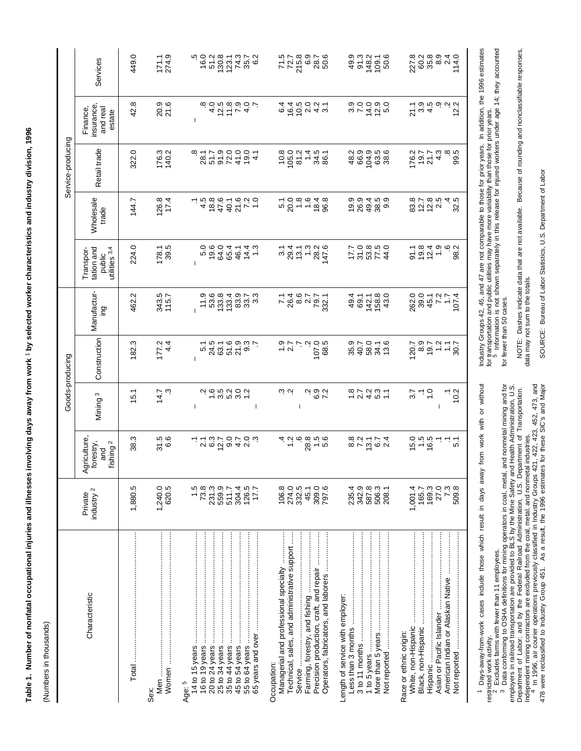**Table 1. Number of nonfatal occupational injuries and illnesses involving days away from work [1] by selected worker characteristics and industry division, 1996**

(Numbers in thousands)

| Characteristic | Private industry [2] | Goods-producing | | | | Service-producing | | | | |
|---|---|---|---|---|---|---|---|---|---|---|
| | | Agriculture, forestry, and fishing [2] | Mining [3] | Construction | Manufacturing | Transportation and public utilities [3,4] | Wholesale trade | Retail trade | Finance, insurance, and real estate | Services |
| Total | 1,880.5 | 38.3 | 15.1 | 182.3 | 462.2 | 224.0 | 144.7 | 322.0 | 42.8 | 449.0 |
| Sex: | | | | | | | | | | |
| Men | 1,240.0 | 31.5 | 14.7 | 177.2 | 343.5 | 178.1 | 126.8 | 176.3 | 20.9 | 171.1 |
| Women | 620.5 | 6.6 | .3 | 4.4 | 115.7 | 39.5 | 17.4 | 140.2 | 21.6 | 274.9 |
| Age: [5] | | | | | | | | | | |
| 14 to 15 years | 1.5 | .1 | – | – | – | – | .1 | .8 | – | .5 |
| 16 to 19 years | 73.8 | 2.1 | .2 | 5.1 | 11.9 | 5.0 | 4.5 | 28.1 | .8 | 16.0 |
| 20 to 24 years | 231.3 | 6.3 | 1.6 | 24.5 | 53.6 | 19.6 | 18.8 | 51.7 | 4.0 | 51.2 |
| 25 to 34 years | 559.9 | 12.7 | 3.5 | 63.1 | 133.8 | 64.0 | 47.6 | 91.9 | 12.5 | 130.8 |
| 35 to 44 years | 511.7 | 9.0 | 5.2 | 51.6 | 133.4 | 65.4 | 40.1 | 72.0 | 11.8 | 123.1 |
| 45 to 54 years | 304.4 | 4.7 | 3.0 | 21.9 | 83.9 | 46.1 | 21.6 | 41.0 | 7.9 | 74.3 |
| 55 to 64 years | 126.5 | 2.0 | 1.2 | 9.3 | 33.7 | 14.4 | 7.2 | 19.0 | 4.0 | 35.7 |
| 65 years and over | 17.7 | .3 | – | .7 | 3.3 | 1.3 | 1.0 | 4.1 | .7 | 6.2 |
| Occupation: | | | | | | | | | | |
| Managerial and professional specialty | 106.8 | .4 | .3 | 1.9 | 7.1 | 3.1 | 5.1 | 10.8 | 6.4 | 71.5 |
| Technical, sales, and administrative support | 274.0 | 1.2 | .2 | 2.7 | 26.4 | 29.4 | 20.0 | 105.0 | 16.4 | 72.7 |
| Service | 332.5 | .6 | – | .7 | 8.6 | 13.1 | 1.8 | 81.2 | 10.5 | 215.8 |
| Farming, forestry, and fishing | 45.1 | 28.8 | .2 | .2 | 2.7 | 1.3 | 1.6 | 1.4 | 2.0 | 6.9 |
| Precision production, craft, and repair | 309.0 | 1.5 | 6.9 | 107.0 | 79.7 | 28.2 | 18.4 | 34.5 | 4.2 | 28.7 |
| Operators, fabricators, and laborers | 797.6 | 5.6 | 7.2 | 68.5 | 332.1 | 147.6 | 96.8 | 86.1 | 3.1 | 50.6 |
| Length of service with employer: | | | | | | | | | | |
| Less than 3 months | 235.4 | 8.8 | 1.8 | 35.9 | 49.4 | 17.7 | 19.9 | 48.2 | 3.9 | 49.9 |
| 3 to 11 months | 342.9 | 7.2 | 2.7 | 40.7 | 69.1 | 31.0 | 26.9 | 66.9 | 7.0 | 91.3 |
| 1 to 5 years | 587.8 | 13.1 | 4.2 | 58.0 | 142.1 | 53.8 | 49.4 | 104.9 | 14.0 | 148.2 |
| More than 5 years | 506.3 | 6.7 | 5.3 | 34.1 | 158.8 | 77.5 | 38.5 | 63.5 | 12.9 | 109.1 |
| Not reported | 208.1 | 2.4 | 1.1 | 13.6 | 43.0 | 44.0 | 9.9 | 38.6 | 5.0 | 50.6 |
| Race or ethnic origin: | | | | | | | | | | |
| White, non-Hispanic | 1,001.4 | 15.0 | 3.7 | 120.7 | 262.0 | 91.1 | 83.8 | 176.2 | 21.1 | 227.8 |
| Black, non-Hispanic | 165.7 | 1.5 | .1 | 8.9 | 39.0 | 19.8 | 12.7 | 19.7 | 3.9 | 60.2 |
| Hispanic | 169.3 | 16.5 | 1.0 | 19.7 | 45.1 | 12.4 | 12.8 | 21.7 | 4.5 | 35.8 |
| Asian or Pacific Islander | 27.0 | .1 | – | 1.2 | 7.2 | 1.9 | 2.5 | 4.3 | .9 | 8.9 |
| American Indian or Alaskan Native | 7.3 | .1 | .1 | 1.1 | 1.7 | .6 | .4 | .8 | .2 | 2.4 |
| Not reported | 509.8 | 5.1 | 10.2 | 30.7 | 107.4 | 98.2 | 32.5 | 99.5 | 12.2 | 114.0 |

[1] Days-away-from-work cases include those which result in days away from work with or without restricted work activity.

[2] Excludes farms with fewer than 11 employees.

[3] Data conforming to OSHA definitions for mining operators in coal, metal, and nonmetal mining and for employers in railroad transportation are provided to BLS by the Mine Safety and Health Administration, U.S. Department of Labor; and by the Federal Railroad Administration, U.S. Department of Transportation. Independent mining contractors are excluded from the coal, metal, and nonmetal industries.

[4] In 1996, air courier operations previously classified in Industry Groups 421, 422, 423, 452, 473, and 478 were reclassified to Industry Group 451. As a result, the 1996 estimates for these SIC's and Major Industry Groups 42, 45, and 47 are not comparable to those for prior years. In addition, the 1996 estimates for transportation and public utilities may have more variability than those for prior years.

[5] Information is not shown separately in this release for injured workers under age 14; they accounted for fewer than 50 cases.

NOTE: Dashes indicate data that are not available. Because of rounding and nonclassifiable responses, data may not sum to the totals.

SOURCE: Bureau of Labor Statistics, U.S. Department of Labor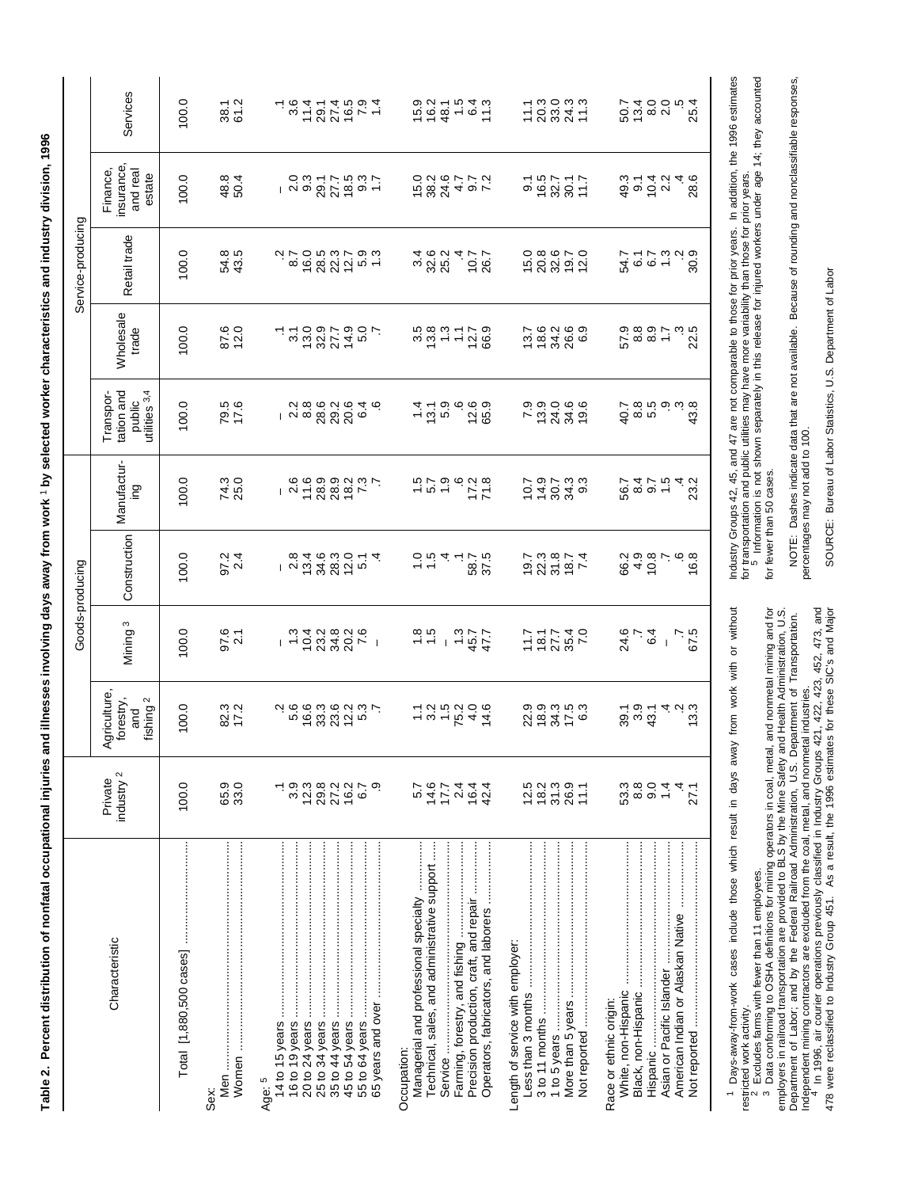**Table 2. Percent distribution of nonfatal occupational injuries and illnesses involving days away from work [1] by selected worker characteristics and industry division, 1996**

| Characteristic | Private industry [2] | Goods-producing | | | | Service-producing | | | | |
|---|---|---|---|---|---|---|---|---|---|---|
| | | Agriculture, forestry, and fishing [2] | Mining [3] | Construction | Manufacturing | Transportation and public utilities [3,4] | Wholesale trade | Retail trade | Finance, insurance, and real estate | Services |
| Total [1,880,500 cases] | 100.0 | 100.0 | 100.0 | 100.0 | 100.0 | 100.0 | 100.0 | 100.0 | 100.0 | 100.0 |
| Sex: | | | | | | | | | | |
| Men | 65.9 | 82.3 | 97.6 | 97.2 | 74.3 | 79.5 | 87.6 | 54.8 | 48.8 | 38.1 |
| Women | 33.0 | 17.2 | 2.1 | 2.4 | 25.0 | 17.6 | 12.0 | 43.5 | 50.4 | 61.2 |
| Age: [5] | | | | | | | | | | |
| 14 to 15 years | .1 | .2 | – | – | – | – | .1 | .2 | – | .1 |
| 16 to 19 years | 3.9 | 5.6 | 1.3 | 2.8 | 2.6 | 2.2 | 3.1 | 8.7 | 2.0 | 3.6 |
| 20 to 24 years | 12.3 | 16.6 | 10.4 | 13.4 | 11.6 | 8.8 | 13.0 | 16.0 | 9.3 | 11.4 |
| 25 to 34 years | 29.8 | 33.3 | 23.2 | 34.6 | 28.9 | 28.6 | 32.9 | 28.5 | 29.1 | 29.1 |
| 35 to 44 years | 27.2 | 23.6 | 34.8 | 28.3 | 28.9 | 29.2 | 27.7 | 22.3 | 27.7 | 27.4 |
| 45 to 54 years | 16.2 | 12.2 | 20.2 | 12.0 | 18.2 | 20.6 | 14.9 | 12.7 | 18.5 | 16.5 |
| 55 to 64 years | 6.7 | 5.3 | 7.6 | 5.1 | 7.3 | 6.4 | 5.0 | 5.9 | 9.3 | 7.9 |
| 65 years and over | .9 | .7 | – | .4 | .7 | .6 | .7 | 1.3 | 1.7 | 1.4 |
| Occupation: | | | | | | | | | | |
| Managerial and professional specialty | 5.7 | 1.1 | 1.8 | 1.0 | 1.5 | 1.4 | 3.5 | 3.4 | 15.0 | 15.9 |
| Technical, sales, and administrative support | 14.6 | 3.2 | 1.5 | 1.5 | 5.7 | 13.1 | 13.8 | 32.6 | 38.2 | 16.2 |
| Service | 17.7 | 1.5 | – | .4 | 1.9 | 5.9 | 1.3 | 25.2 | 24.6 | 48.1 |
| Farming, forestry, and fishing | 2.4 | 75.2 | 1.3 | .1 | .6 | .6 | 1.1 | .4 | 4.7 | 1.5 |
| Precision production, craft, and repair | 16.4 | 4.0 | 45.7 | 58.7 | 17.2 | 12.6 | 12.7 | 10.7 | 9.7 | 6.4 |
| Operators, fabricators, and laborers | 42.4 | 14.6 | 47.7 | 37.5 | 71.8 | 65.9 | 66.9 | 26.7 | 7.2 | 11.3 |
| Length of service with employer: | | | | | | | | | | |
| Less than 3 months | 12.5 | 22.9 | 11.7 | 19.7 | 10.7 | 7.9 | 13.7 | 15.0 | 9.1 | 11.1 |
| 3 to 11 months | 18.2 | 18.9 | 18.1 | 22.3 | 14.9 | 13.9 | 18.6 | 20.8 | 16.5 | 20.3 |
| 1 to 5 years | 31.3 | 34.3 | 27.7 | 31.8 | 30.7 | 24.0 | 34.2 | 32.6 | 32.7 | 33.0 |
| More than 5 years | 26.9 | 17.5 | 35.4 | 18.7 | 34.3 | 34.6 | 26.6 | 19.7 | 30.1 | 24.3 |
| Not reported | 11.1 | 6.3 | 7.0 | 7.4 | 9.3 | 19.6 | 6.9 | 12.0 | 11.7 | 11.3 |
| Race or ethnic origin: | | | | | | | | | | |
| White, non-Hispanic | 53.3 | 39.1 | 24.6 | 66.2 | 56.7 | 40.7 | 57.9 | 54.7 | 49.3 | 50.7 |
| Black, non-Hispanic | 8.8 | 3.9 | .7 | 4.9 | 8.4 | 8.8 | 8.8 | 6.1 | 9.1 | 13.4 |
| Hispanic | 9.0 | 43.1 | 6.4 | 10.8 | 9.7 | 5.5 | 8.9 | 6.7 | 10.4 | 8.0 |
| Asian or Pacific Islander | 1.4 | .4 | – | .7 | 1.5 | .9 | 1.7 | 1.3 | 2.2 | 2.0 |
| American Indian or Alaskan Native | .4 | .2 | .7 | .6 | .4 | .3 | .3 | .2 | .4 | .5 |
| Not reported | 27.1 | 13.3 | 67.5 | 16.8 | 23.2 | 43.8 | 22.5 | 30.9 | 28.6 | 25.4 |

[1] Days-away-from-work cases include those which result in days away from work with or without restricted work activity.

[2] Excludes farms with fewer than 11 employees.

[3] Data conforming to OSHA definitions for mining operators in coal, metal, and nonmetal mining and for employers in railroad transportation are provided to BLS by the Mine Safety and Health Administration, U.S. Department of Labor; and by the Federal Railroad Administration, U.S. Department of Transportation. Independent mining contractors are excluded from the coal, metal, and nonmetal industries.

[4] In 1996, air courier operations previously classified in Industry Groups 421, 422, 423, 452, 473, and 478 were reclassified to Industry Group 451. As a result, the 1996 estimates for these SIC's and Major Industry Groups 42, 45, and 47 are not comparable to those for prior years. In addition, the 1996 estimates for transportation and public utilities may have more variability than those for prior years.

[5] Information is not shown separately in this release for injured workers under age 14; they accounted for fewer than 50 cases.

NOTE: Dashes indicate data that are not available. Because of rounding and nonclassifiable responses, percentages may not add to 100.

SOURCE: Bureau of Labor Statistics, U.S. Department of Labor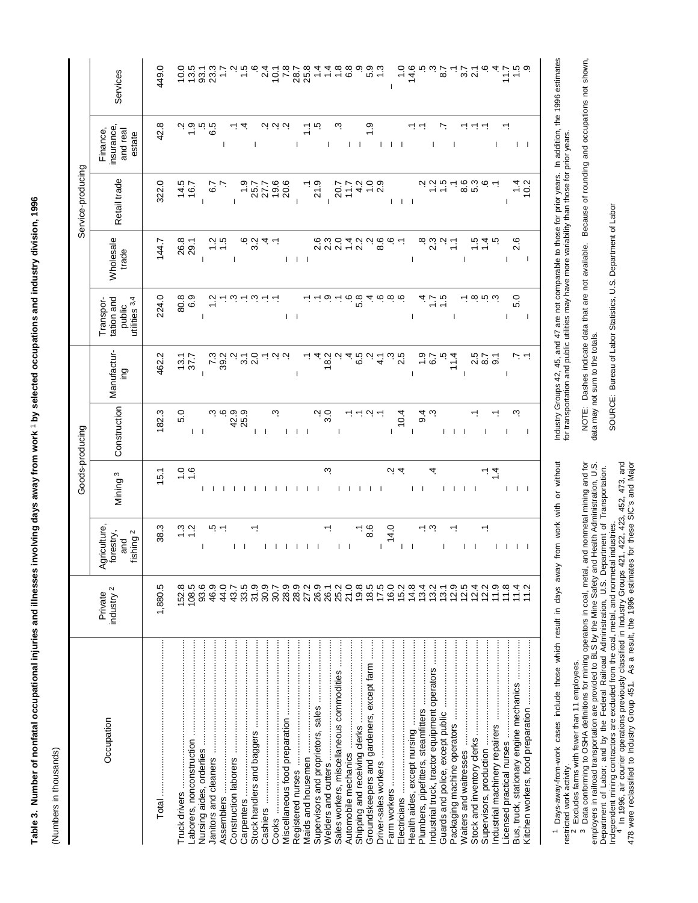**Table 3. Number of nonfatal occupational injuries and illnesses involving days away from work[1] by selected occupations and industry division, 1996**

(Numbers in thousands)

| Occupation | Private industry[2] | Goods-producing | | | | Service-producing | | | | |
|---|---|---|---|---|---|---|---|---|---|---|
| | | Agriculture, forestry, and fishing[2] | Mining[3] | Construction | Manufacturing | Transportation and public utilities[3,4] | Wholesale trade | Retail trade | Finance, insurance, and real estate | Services |
| Total | 1,880.5 | 38.3 | 15.1 | 182.3 | 462.2 | 224.0 | 144.7 | 322.0 | 42.8 | 449.0 |
| Truck drivers | 152.8 | 1.3 | 1.0 | 5.0 | 13.1 | 80.8 | 26.8 | 14.5 | .2 | 10.0 |
| Laborers, nonconstruction | 108.5 | 1.2 | 1.6 | — | 37.7 | 6.9 | 29.1 | 16.7 | 1.9 | 13.5 |
| Nursing aides, orderlies | 93.6 | — | — | — | — | — | — | — | .5 | 93.1 |
| Janitors and cleaners | 46.9 | .5 | — | .3 | 7.3 | 1.2 | 1.2 | 6.7 | 6.5 | 23.3 |
| Assemblers | 44.0 | .1 | — | .6 | 39.2 | .1 | 1.5 | .7 | — | 1.7 |
| Construction laborers | 43.7 | — | — | 42.9 | .2 | .3 | — | — | .1 | .2 |
| Carpenters | 33.5 | — | — | 25.9 | 3.1 | .1 | .6 | 1.9 | .4 | 1.5 |
| Stock handlers and baggers | 31.9 | .1 | — | — | 2.0 | .3 | 3.2 | 25.7 | — | .6 |
| Cashiers | 30.9 | — | — | — | .1 | .1 | .4 | 27.7 | .2 | 2.4 |
| Cooks | 30.7 | — | — | .3 | .2 | .1 | .1 | 19.6 | .2 | 10.1 |
| Miscellaneous food preparation | 28.9 | — | — | — | .2 | — | — | 20.6 | .2 | 7.8 |
| Registered nurses | 28.9 | — | — | — | — | — | — | — | — | 28.7 |
| Maids and housemen | 27.2 | — | — | — | .1 | .1 | — | .1 | 1.1 | 25.8 |
| Supervisors and proprietors, sales | 26.9 | — | — | .2 | .4 | .1 | 2.6 | 21.9 | .5 | 1.4 |
| Welders and cutters | 26.1 | .1 | .3 | 3.0 | 18.2 | .9 | 2.3 | — | — | 1.4 |
| Sales workers, miscellaneous commodities | 25.2 | — | — | — | .2 | .1 | 2.0 | 20.7 | .3 | 1.8 |
| Automobile mechanics | 21.0 | — | — | .1 | .4 | .6 | 1.4 | 11.7 | — | 6.8 |
| Shipping and receiving clerks | 19.8 | .1 | — | .1 | 6.5 | 5.8 | 2.2 | 4.2 | — | .9 |
| Groundskeepers and gardeners, except farm | 18.5 | 8.6 | — | .2 | .2 | .4 | .2 | 1.0 | 1.9 | 5.9 |
| Driver-sales workers | 17.5 | — | — | .1 | 4.1 | .6 | 8.6 | 2.9 | — | 1.3 |
| Farm workers | 16.0 | 14.0 | .2 | — | .3 | .8 | .6 | — | — | — |
| Electricians | 15.2 | — | .4 | 10.4 | 2.5 | .6 | .1 | — | — | 1.0 |
| Health aides, except nursing | 14.8 | — | — | — | — | — | — | — | .1 | 14.6 |
| Plumbers, pipefitters, steamfitters | 13.4 | .1 | — | 9.4 | 1.9 | .4 | .8 | .2 | .1 | .5 |
| Industrial truck, tractor equipment operators | 13.2 | .3 | .4 | .3 | 6.7 | 1.7 | 2.3 | 1.2 | — | .3 |
| Guards and police, except public | 13.1 | — | — | — | .5 | 1.5 | .2 | 1.5 | .7 | 8.7 |
| Packaging machine operators | 12.9 | .1 | — | — | 11.4 | — | 1.1 | .1 | — | .1 |
| Waiters and waitresses | 12.5 | — | — | — | — | .1 | — | 8.6 | .1 | 3.7 |
| Stock and inventory clerks | 12.4 | — | — | .1 | 2.5 | .8 | 1.5 | 5.3 | .1 | 2.1 |
| Supervisors, production | 12.2 | .1 | .1 | — | 8.7 | .5 | 1.4 | .6 | .1 | .6 |
| Industrial machinery repairers | 11.9 | — | 1.4 | .1 | 9.1 | .3 | .5 | .1 | — | .4 |
| Licensed practical nurses | 11.8 | — | — | — | — | — | — | — | .1 | 11.7 |
| Bus, truck, stationary engine mechanics | 11.4 | — | — | .3 | .7 | 5.0 | 2.6 | 1.4 | — | 1.5 |
| Kitchen workers, food preparation | 11.2 | — | — | — | .1 | — | — | 10.2 | — | .9 |

[1] Days-away-from-work cases include those which result in days away from work with or without restricted work activity.

[2] Excludes farms with fewer than 11 employees.

[3] Data conforming to OSHA definitions for mining operators in coal, metal, and nonmetal mining and for employers in railroad transportation are provided to BLS by the Mine Safety and Health Administration, U.S. Department of Labor; and by the Federal Railroad Administration, U.S. Department of Transportation. Independent mining contractors are excluded from the coal, metal, and nonmetal industries.

[4] In 1996, air courier operations previously classified in Industry Groups 421, 422, 423, 452, 473, and 478 were reclassified to Industry Group 451. As a result, the 1996 estimates for these SIC's and Major Industry Groups 42, 45, and 47 are not comparable to those for prior years. In addition, the 1996 estimates for transportation and public utilities may have more variability than those for prior years.

NOTE: Dashes indicate data that are not available. Because of rounding and occupations not shown, data may not sum to the totals.

SOURCE: Bureau of Labor Statistics, U.S. Department of Labor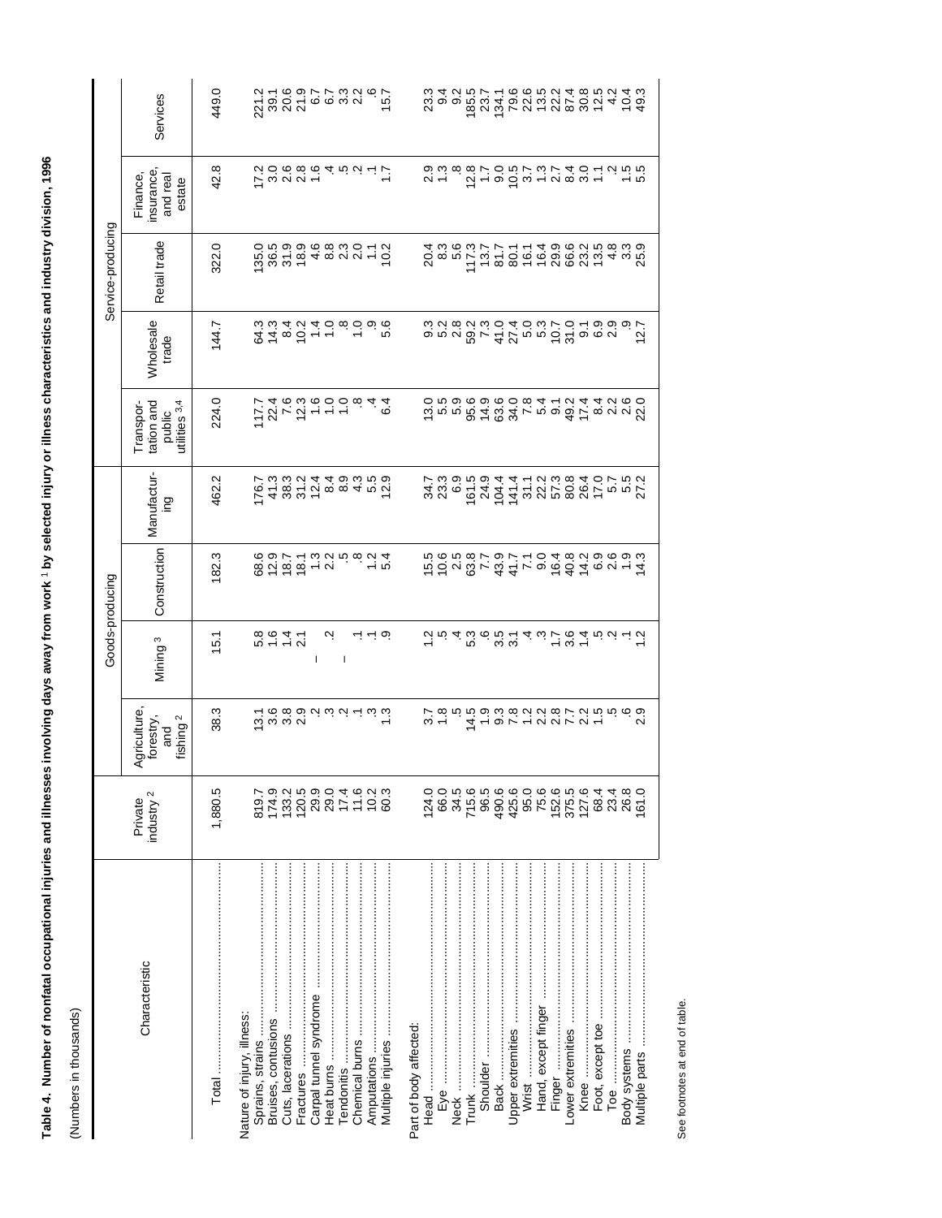**Table 4. Number of nonfatal occupational injuries and illnesses involving days away from work [1] by selected injury or illness characteristics and industry division, 1996**

(Numbers in thousands)

| Characteristic | Private industry [2] | Goods-producing | | | | Service-producing | | | | |
|---|---|---|---|---|---|---|---|---|---|---|
| | | Agriculture, forestry, and fishing [2] | Mining [3] | Construction | Manufacturing | Transportation and public utilities [3,4] | Wholesale trade | Retail trade | Finance, insurance, and real estate | Services |
| Total | 1,880.5 | 38.3 | 15.1 | 182.3 | 462.2 | 224.0 | 144.7 | 322.0 | 42.8 | 449.0 |
| Nature of injury, illness: | | | | | | | | | | |
| Sprains, strains | 819.7 | 13.1 | 5.8 | 68.6 | 176.7 | 117.7 | 64.3 | 135.0 | 17.2 | 221.2 |
| Bruises, contusions | 174.9 | 3.6 | 1.6 | 12.9 | 41.3 | 22.4 | 14.3 | 36.5 | 3.0 | 39.1 |
| Cuts, lacerations | 133.2 | 3.8 | 1.4 | 18.7 | 38.3 | 7.6 | 8.4 | 31.9 | 2.6 | 20.6 |
| Fractures | 120.5 | 2.9 | 2.1 | 18.1 | 31.2 | 12.3 | 10.2 | 18.9 | 2.8 | 21.9 |
| Carpal tunnel syndrome | 29.9 | .2 | – | 1.3 | 12.4 | 1.6 | 1.4 | 4.6 | 1.6 | 6.7 |
| Heat burns | 29.0 | .3 | .2 | 2.2 | 8.4 | 1.0 | 1.0 | 8.8 | .4 | 6.7 |
| Tendonitis | 17.4 | .2 | – | .5 | 8.9 | 1.0 | .8 | 2.3 | .5 | 3.3 |
| Chemical burns | 11.6 | .1 | .1 | .8 | 4.3 | .8 | 1.0 | 2.0 | .2 | 2.2 |
| Amputations | 10.2 | .3 | .1 | 1.2 | 5.5 | .4 | .9 | 1.1 | .1 | .6 |
| Multiple injuries | 60.3 | 1.3 | .9 | 5.4 | 12.9 | 6.4 | 5.6 | 10.2 | 1.7 | 15.7 |
| Part of body affected: | | | | | | | | | | |
| Head | 124.0 | 3.7 | 1.2 | 15.5 | 34.7 | 13.0 | 9.3 | 20.4 | 2.9 | 23.3 |
| Eye | 66.0 | 1.8 | .5 | 10.6 | 23.3 | 5.5 | 5.2 | 8.3 | 1.3 | 9.4 |
| Neck | 34.5 | .5 | .4 | 2.5 | 6.9 | 5.9 | 2.8 | 5.6 | .8 | 9.2 |
| Trunk | 715.6 | 14.5 | 5.3 | 63.8 | 161.5 | 95.6 | 59.2 | 117.3 | 12.8 | 185.5 |
| Shoulder | 96.5 | 1.9 | .6 | 7.7 | 24.9 | 14.9 | 7.3 | 13.7 | 1.7 | 23.7 |
| Back | 490.6 | 9.3 | 3.5 | 43.9 | 104.4 | 63.6 | 41.0 | 81.7 | 9.0 | 134.1 |
| Upper extremities | 425.6 | 7.8 | 3.1 | 41.7 | 141.4 | 34.0 | 27.4 | 80.1 | 10.5 | 79.6 |
| Wrist | 95.0 | 1.2 | .4 | 7.1 | 31.1 | 7.8 | 5.0 | 16.1 | 3.7 | 22.6 |
| Hand, except finger | 75.6 | 2.2 | .3 | 9.0 | 22.2 | 5.4 | 5.3 | 16.4 | 1.3 | 13.5 |
| Finger | 152.6 | 2.8 | 1.7 | 16.4 | 57.3 | 9.1 | 10.7 | 29.9 | 2.7 | 22.2 |
| Lower extremities | 375.5 | 7.7 | 3.6 | 40.8 | 80.8 | 49.2 | 31.0 | 66.6 | 8.4 | 87.4 |
| Knee | 127.6 | 2.2 | 1.4 | 14.2 | 26.4 | 17.4 | 9.1 | 23.2 | 3.0 | 30.8 |
| Foot, except toe | 68.4 | 1.5 | .5 | 6.9 | 17.0 | 8.4 | 6.9 | 13.5 | 1.1 | 12.5 |
| Toe | 23.4 | .5 | .2 | 2.6 | 5.7 | 2.2 | 2.9 | 4.8 | .2 | 4.2 |
| Body systems | 26.8 | .6 | .1 | 1.9 | 5.5 | 2.6 | .9 | 3.3 | 1.5 | 10.4 |
| Multiple parts | 161.0 | 2.9 | 1.2 | 14.3 | 27.2 | 22.0 | 12.7 | 25.9 | 5.5 | 49.3 |

See footnotes at end of table.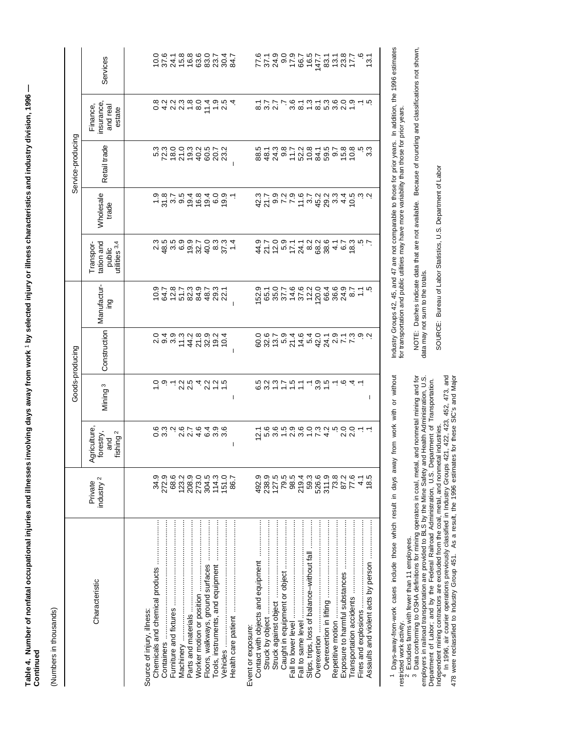**Table 4. Number of nonfatal occupational injuries and illnesses involving days away from work [1] by selected injury or illness characteristics and industry division, 1996 — Continued**

(Numbers in thousands)

| Characteristic | Private industry [2] | Goods-producing | | | | Service-producing | | | | |
|---|---|---|---|---|---|---|---|---|---|---|
| | | Agriculture, forestry, and fishing [2] | Mining [3] | Construction | Manufacturing | Transportation and public utilities [3,4] | Wholesale trade | Retail trade | Finance, insurance, and real estate | Services |
| Source of injury, illness: | | | | | | | | | | |
| Chemicals and chemical products | 34.9 | 0.6 | 1.0 | 2.0 | 10.9 | 2.3 | 1.9 | 5.3 | 0.8 | 10.0 |
| Containers | 272.9 | 3.3 | .9 | 9.4 | 64.7 | 48.5 | 31.8 | 72.3 | 4.2 | 37.6 |
| Furniture and fixtures | 68.6 | .2 | .1 | 3.9 | 12.8 | 3.5 | 3.7 | 18.0 | 2.2 | 24.1 |
| Machinery | 123.2 | 2.6 | 2.2 | 11.3 | 51.7 | 6.9 | 9.5 | 21.0 | 2.3 | 15.8 |
| Parts and materials | 208.9 | 2.7 | 2.5 | 44.2 | 82.3 | 19.9 | 19.4 | 19.3 | 1.8 | 16.8 |
| Worker motion or position | 273.0 | 4.6 | .4 | 21.8 | 84.9 | 32.7 | 16.8 | 40.2 | 8.0 | 63.6 |
| Floors, walkways, ground surfaces | 304.5 | 6.4 | 2.2 | 32.9 | 48.7 | 40.0 | 19.4 | 60.5 | 11.4 | 83.0 |
| Tools, instruments, and equipment | 114.3 | 3.9 | 1.2 | 19.2 | 29.3 | 8.3 | 6.0 | 20.7 | 1.9 | 23.7 |
| Vehicles | 151.0 | 3.6 | 1.5 | 10.4 | 22.1 | 37.3 | 19.9 | 23.2 | 2.5 | 30.4 |
| Health care patient | 86.7 | – | – | – | – | 1.4 | .1 | – | .4 | 84.7 |
| Event or exposure: | | | | | | | | | | |
| Contact with objects and equipment | 492.9 | 12.1 | 6.5 | 60.0 | 152.9 | 44.9 | 42.3 | 88.5 | 8.1 | 77.6 |
| Struck by object | 238.9 | 5.6 | 3.2 | 32.6 | 65.1 | 21.7 | 21.7 | 48.1 | 3.7 | 37.1 |
| Struck against object | 127.5 | 3.6 | 1.3 | 13.7 | 35.0 | 12.0 | 9.9 | 24.3 | 2.7 | 24.9 |
| Caught in equipment or object | 79.5 | 1.5 | 1.7 | 5.9 | 37.7 | 5.9 | 7.2 | 9.8 | .7 | 9.0 |
| Fall to lower level | 98.5 | 2.9 | 1.5 | 21.4 | 14.6 | 17.1 | 7.9 | 11.7 | 3.6 | 17.9 |
| Fall to same level | 219.4 | 3.6 | 1.1 | 14.6 | 37.6 | 24.1 | 11.6 | 52.2 | 8.1 | 66.7 |
| Slips, trips, loss of balance–without fall | 59.3 | 1.0 | .1 | 5.4 | 12.2 | 8.2 | 3.7 | 10.8 | 1.3 | 16.5 |
| Overexertion | 526.6 | 7.3 | 3.9 | 42.0 | 120.0 | 68.2 | 45.2 | 84.1 | 8.1 | 147.7 |
| Overexertion in lifting | 311.9 | 4.2 | 1.5 | 24.1 | 66.4 | 38.6 | 29.2 | 59.5 | 5.3 | 83.1 |
| Repetitive motion | 73.8 | .5 | .1 | 2.9 | 36.6 | 4.1 | 3.3 | 9.7 | 3.6 | 13.1 |
| Exposure to harmful substances | 87.2 | 2.0 | .6 | 7.1 | 24.9 | 6.7 | 4.4 | 15.8 | 2.0 | 23.8 |
| Transportation accidents | 77.6 | 2.0 | .4 | 7.3 | 8.7 | 18.3 | 10.5 | 10.8 | 1.9 | 17.7 |
| Fires and explosions | 4.1 | .1 | .1 | .9 | 1.1 | .5 | .3 | .5 | .1 | .6 |
| Assaults and violent acts by person | 18.5 | .1 | – | .2 | .5 | .7 | .2 | 3.3 | .5 | 13.1 |

[1] Days-away-from-work cases include those which result in days away from work with or without restricted work activity.

[2] Excludes farms with fewer than 11 employees.

[3] Data conforming to OSHA definitions for mining operators in coal, metal, and nonmetal mining and for employers in railroad transportation are provided to BLS by the Mine Safety and Health Administration, U.S. Department of Labor; and by the Federal Railroad Administration, U.S. Department of Transportation. Independent mining contractors are excluded from the coal, metal, and nonmetal industries.

[4] In 1996, air courier operations previously classified in Industry Groups 421, 422, 423, 452, 473, and 478 were reclassified to Industry Group 451. As a result, the 1996 estimates for these SIC's and Major Industry Groups 42, 45, and 47 are not comparable to those for prior years. In addition, the 1996 estimates for transportation and public utilities may have more variability than those for prior years.

NOTE: Dashes indicate data that are not available. Because of rounding and classifications not shown, data may not sum to the totals.

SOURCE: Bureau of Labor Statistics, U.S. Department of Labor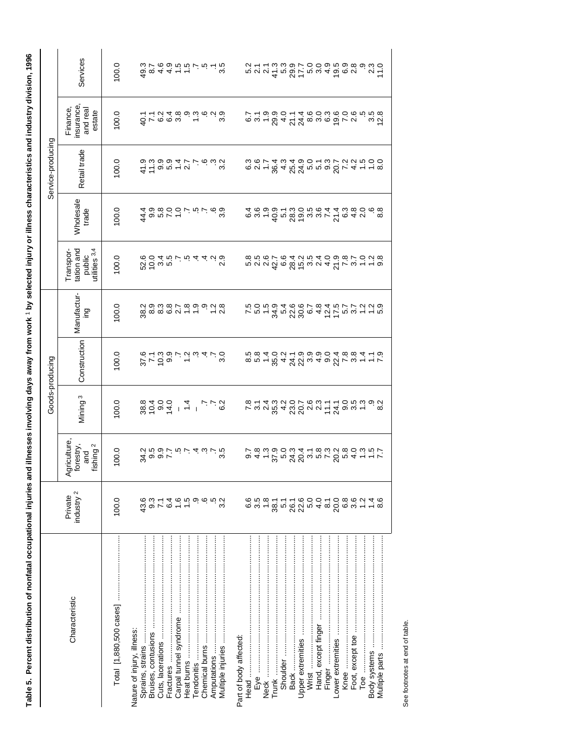**Table 5. Percent distribution of nonfatal occupational injuries and illnesses involving days away from work [1] by selected injury or illness characteristics and industry division, 1996**

| Characteristic | Private industry [2] | Goods-producing | | | | Service-producing | | | | |
|---|---|---|---|---|---|---|---|---|---|---|
| | | Agriculture, forestry, and fishing [2] | Mining [3] | Construction | Manufacturing | Transportation and public utilities [3,4] | Wholesale trade | Retail trade | Finance, insurance, and real estate | Services |
| Total [1,880,500 cases] | 100.0 | 100.0 | 100.0 | 100.0 | 100.0 | 100.0 | 100.0 | 100.0 | 100.0 | 100.0 |
| Nature of injury, illness: | | | | | | | | | | |
| Sprains, strains | 43.6 | 34.2 | 38.8 | 37.6 | 38.2 | 52.6 | 44.4 | 41.9 | 40.1 | 49.3 |
| Bruises, contusions | 9.3 | 9.5 | 10.4 | 7.1 | 8.9 | 10.0 | 9.9 | 11.3 | 7.1 | 8.7 |
| Cuts, lacerations | 7.1 | 9.9 | 9.0 | 10.3 | 8.3 | 3.4 | 5.8 | 9.9 | 6.2 | 4.6 |
| Fractures | 6.4 | 7.7 | 14.0 | 9.9 | 6.8 | 5.5 | 7.0 | 5.9 | 6.4 | 4.9 |
| Carpal tunnel syndrome | 1.6 | .5 | – | .7 | 2.7 | .7 | 1.0 | 1.4 | 3.8 | 1.5 |
| Heat burns | 1.5 | .7 | 1.4 | 1.2 | 1.8 | .5 | .7 | 2.7 | .9 | 1.5 |
| Tendonitis | .9 | .4 | – | .3 | 1.9 | .4 | .5 | .7 | 1.3 | .7 |
| Chemical burns | .6 | .3 | .7 | .4 | .9 | .4 | .7 | .6 | .6 | .5 |
| Amputations | .5 | .7 | .7 | .7 | 1.2 | .2 | .6 | .3 | .2 | .1 |
| Multiple injuries | 3.2 | 3.5 | 6.2 | 3.0 | 2.8 | 2.9 | 3.9 | 3.2 | 3.9 | 3.5 |
| Part of body affected: | | | | | | | | | | |
| Head | 6.6 | 9.7 | 7.8 | 8.5 | 7.5 | 5.8 | 6.4 | 6.3 | 6.7 | 5.2 |
| Eye | 3.5 | 4.8 | 3.1 | 5.8 | 5.0 | 2.5 | 3.6 | 2.6 | 3.1 | 2.1 |
| Neck | 1.8 | 1.3 | 2.4 | 1.4 | 1.5 | 2.6 | 1.9 | 1.7 | 1.9 | 2.1 |
| Trunk | 38.1 | 37.9 | 35.3 | 35.0 | 34.9 | 42.7 | 40.9 | 36.4 | 29.9 | 41.3 |
| Shoulder | 5.1 | 5.0 | 4.2 | 4.2 | 5.4 | 6.6 | 5.1 | 4.3 | 4.0 | 5.3 |
| Back | 26.1 | 24.3 | 23.0 | 24.1 | 22.6 | 28.4 | 28.3 | 25.4 | 21.1 | 29.9 |
| Upper extremities | 22.6 | 20.4 | 20.7 | 22.9 | 30.6 | 15.2 | 19.0 | 24.9 | 24.4 | 17.7 |
| Wrist | 5.0 | 3.1 | 2.6 | 3.9 | 6.7 | 3.5 | 3.5 | 5.0 | 8.6 | 5.0 |
| Hand, except finger | 4.0 | 5.8 | 2.3 | 4.9 | 4.8 | 2.4 | 3.6 | 5.1 | 3.0 | 3.0 |
| Finger | 8.1 | 7.3 | 11.1 | 9.0 | 12.4 | 4.0 | 7.4 | 9.3 | 6.3 | 4.9 |
| Lower extremities | 20.0 | 20.2 | 24.1 | 22.4 | 17.5 | 21.9 | 21.4 | 20.7 | 19.6 | 19.5 |
| Knee | 6.8 | 5.8 | 9.0 | 7.8 | 5.7 | 7.8 | 6.3 | 7.2 | 7.0 | 6.9 |
| Foot, except toe | 3.6 | 4.0 | 3.5 | 3.8 | 3.7 | 3.7 | 4.8 | 4.2 | 2.6 | 2.8 |
| Toe | 1.2 | 1.3 | 1.3 | 1.4 | 1.2 | 1.0 | 2.0 | 1.5 | .5 | .9 |
| Body systems | 1.4 | 1.5 | .9 | 1.1 | 1.2 | 1.2 | .6 | 1.0 | 3.5 | 2.3 |
| Multiple parts | 8.6 | 7.7 | 8.2 | 7.9 | 5.9 | 9.8 | 8.8 | 8.0 | 12.8 | 11.0 |

See footnotes at end of table.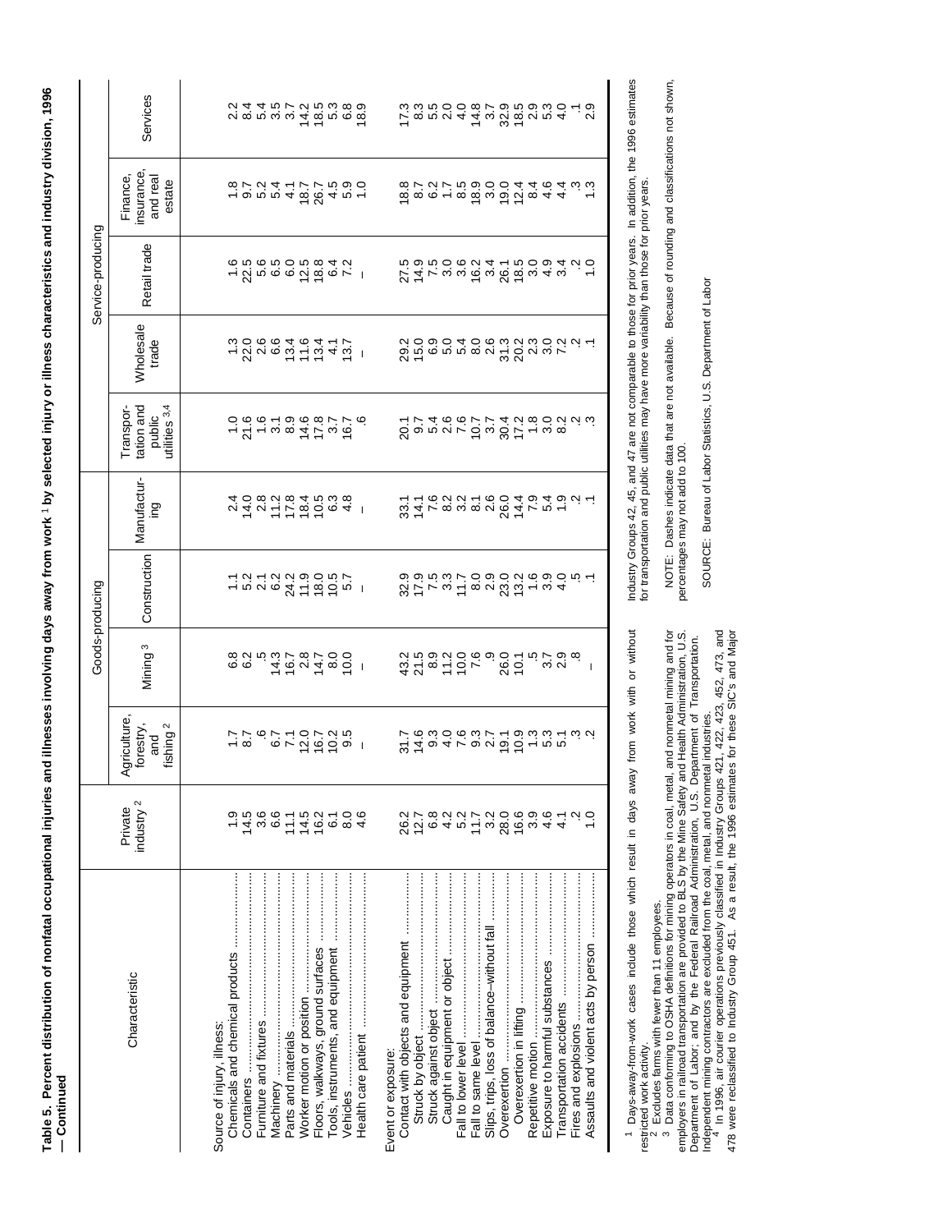**Table 5. Percent distribution of nonfatal occupational injuries and illnesses involving days away from work [1] by selected injury or illness characteristics and industry division, 1996 — Continued**

| Characteristic | Private industry [2] | Goods-producing | | | | Service-producing | | | | |
|---|---|---|---|---|---|---|---|---|---|---|
| | | Agriculture, forestry, and fishing [2] | Mining [3] | Construction | Manufacturing | Transportation and public utilities [3,4] | Wholesale trade | Retail trade | Finance, insurance, and real estate | Services |
| Source of injury, illness: | | | | | | | | | | |
| Chemicals and chemical products | 1.9 | 1.7 | 6.8 | 1.1 | 2.4 | 1.0 | 1.3 | 1.6 | 1.8 | 2.2 |
| Containers | 14.5 | 8.7 | 6.2 | 5.2 | 14.0 | 21.6 | 22.0 | 22.5 | 9.7 | 8.4 |
| Furniture and fixtures | 3.6 | .6 | .5 | 2.1 | 2.8 | 1.6 | 2.6 | 5.6 | 5.2 | 5.4 |
| Machinery | 6.6 | 6.7 | 14.3 | 6.2 | 11.2 | 3.1 | 6.6 | 6.5 | 5.4 | 3.5 |
| Parts and materials | 11.1 | 7.1 | 16.7 | 24.2 | 17.8 | 8.9 | 13.4 | 6.0 | 4.1 | 3.7 |
| Worker motion or position | 14.5 | 12.0 | 2.8 | 11.9 | 18.4 | 14.6 | 11.6 | 12.5 | 18.7 | 14.2 |
| Floors, walkways, ground surfaces | 16.2 | 16.7 | 14.7 | 18.0 | 10.5 | 17.8 | 13.4 | 18.8 | 26.7 | 18.5 |
| Tools, instruments, and equipment | 6.1 | 10.2 | 8.0 | 10.5 | 6.3 | 3.7 | 4.1 | 6.4 | 4.5 | 5.3 |
| Vehicles | 8.0 | 9.5 | 10.0 | 5.7 | 4.8 | 16.7 | 13.7 | 7.2 | 5.9 | 6.8 |
| Health care patient | 4.6 | – | – | – | – | .6 | – | – | 1.0 | 18.9 |
| Event or exposure: | | | | | | | | | | |
| Contact with objects and equipment | 26.2 | 31.7 | 43.2 | 32.9 | 33.1 | 20.1 | 29.2 | 27.5 | 18.8 | 17.3 |
| Struck by object | 12.7 | 14.6 | 21.5 | 17.9 | 14.1 | 9.7 | 15.0 | 14.9 | 8.7 | 8.3 |
| Struck against object | 6.8 | 9.3 | 8.9 | 7.5 | 7.6 | 5.4 | 6.9 | 7.5 | 6.2 | 5.5 |
| Caught in equipment or object | 4.2 | 4.0 | 11.2 | 3.3 | 8.2 | 2.6 | 5.0 | 3.0 | 1.7 | 2.0 |
| Fall to lower level | 5.2 | 7.6 | 10.0 | 11.7 | 3.2 | 7.6 | 5.4 | 3.6 | 8.5 | 4.0 |
| Fall to same level | 11.7 | 9.3 | 7.6 | 8.0 | 8.1 | 10.7 | 8.0 | 16.2 | 18.9 | 14.8 |
| Slips, trips, loss of balance–without fall | 3.2 | 2.7 | .9 | 2.9 | 2.6 | 3.7 | 2.6 | 3.4 | 3.0 | 3.7 |
| Overexertion | 28.0 | 19.1 | 26.0 | 23.0 | 26.0 | 30.4 | 31.3 | 26.1 | 19.0 | 32.9 |
| Overexertion in lifting | 16.6 | 10.9 | 10.1 | 13.2 | 14.4 | 17.2 | 20.2 | 18.5 | 12.4 | 18.5 |
| Repetitive motion | 3.9 | 1.3 | .5 | 1.6 | 7.9 | 1.8 | 2.3 | 3.0 | 8.4 | 2.9 |
| Exposure to harmful substances | 4.6 | 5.3 | 3.7 | 3.9 | 5.4 | 3.0 | 3.0 | 4.9 | 4.6 | 5.3 |
| Transportation accidents | 4.1 | 5.1 | 2.9 | 4.0 | 1.9 | 8.2 | 7.2 | 3.4 | 4.4 | 4.0 |
| Fires and explosions | .2 | .3 | .8 | .5 | .2 | .2 | .2 | .2 | .3 | .1 |
| Assaults and violent acts by person | 1.0 | .2 | – | .1 | .1 | .3 | .1 | 1.0 | 1.3 | 2.9 |

[1] Days-away-from-work cases include those which result in days away from work with or without restricted work activity.

[2] Excludes farms with fewer than 11 employees.

[3] Data conforming to OSHA definitions for mining operators in coal, metal, and nonmetal mining and for employers in railroad transportation are provided to BLS by the Mine Safety and Health Administration, U.S. Department of Labor; and by the Federal Railroad Administration, U.S. Department of Transportation. Independent mining contractors are excluded from the coal, metal, and nonmetal industries.

[4] In 1996, air courier operations previously classified in Industry Groups 421, 422, 423, 452, 473, and 478 were reclassified to Industry Group 451. As a result, the 1996 estimates for these SIC's and Major Industry Groups 42, 45, and 47 are not comparable to those for prior years. In addition, the 1996 estimates for transportation and public utilities may have more variability than those for prior years.

NOTE: Dashes indicate data that are not available. Because of rounding and classifications not shown, percentages may not add to 100.

SOURCE: Bureau of Labor Statistics, U.S. Department of Labor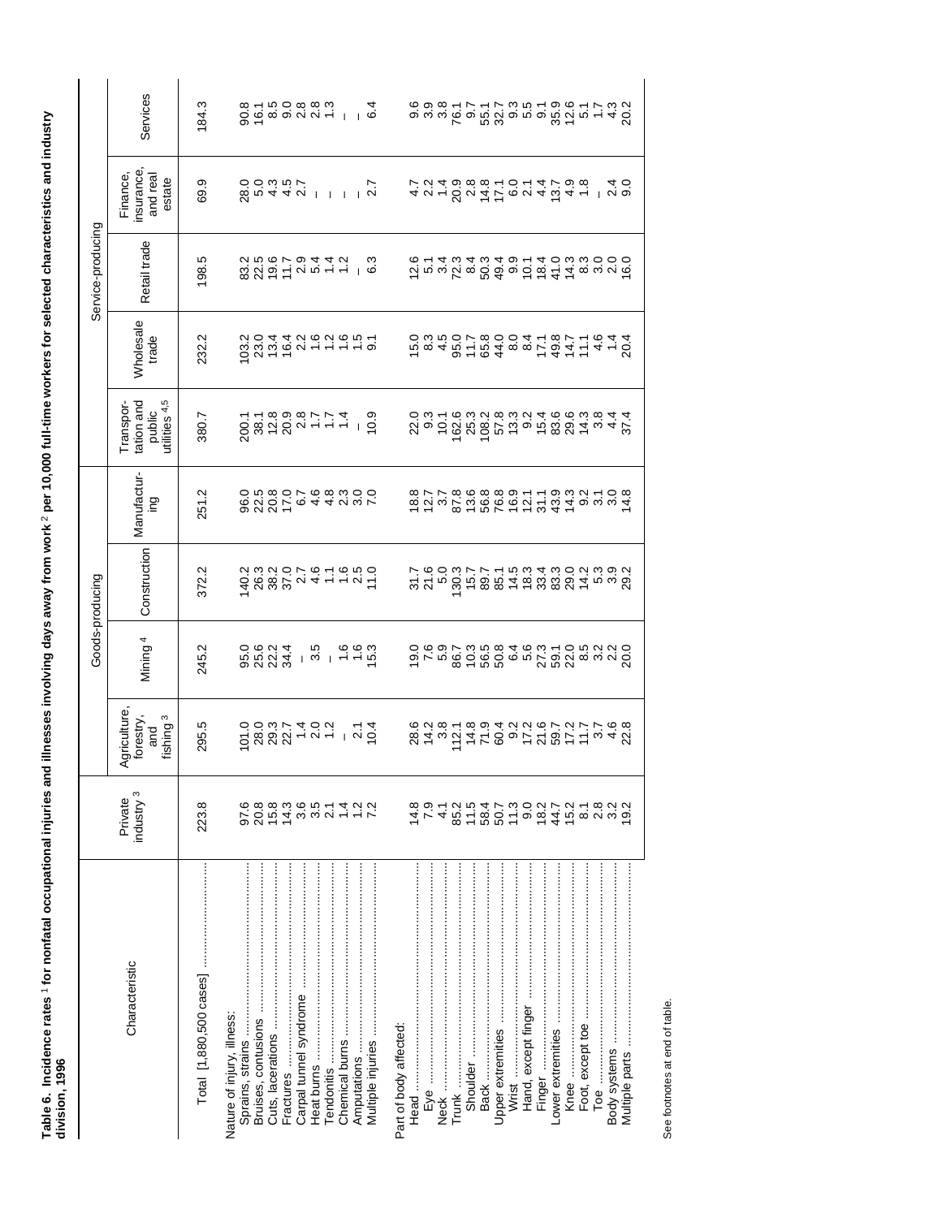**Table 6. Incidence rates [1] for nonfatal occupational injuries and illnesses involving days away from work [2] per 10,000 full-time workers for selected characteristics and industry division, 1996**

| Characteristic | Private industry [3] | Goods-producing | | | | Service-producing | | | | |
|---|---|---|---|---|---|---|---|---|---|---|
| | | Agriculture, forestry, and fishing [3] | Mining [4] | Construction | Manufacturing | Transportation and public utilities [4,5] | Wholesale trade | Retail trade | Finance, insurance, and real estate | Services |
| Total [1,880,500 cases] | 223.8 | 295.5 | 245.2 | 372.2 | 251.2 | 380.7 | 232.2 | 198.5 | 69.9 | 184.3 |
| Nature of injury, illness: | | | | | | | | | | |
| Sprains, strains | 97.6 | 101.0 | 95.0 | 140.2 | 96.0 | 200.1 | 103.2 | 83.2 | 28.0 | 90.8 |
| Bruises, contusions | 20.8 | 28.0 | 25.6 | 26.3 | 22.5 | 38.1 | 23.0 | 22.5 | 5.0 | 16.1 |
| Cuts, lacerations | 15.8 | 29.3 | 22.2 | 38.2 | 20.8 | 12.8 | 13.4 | 19.6 | 4.3 | 8.5 |
| Fractures | 14.3 | 22.7 | 34.4 | 37.0 | 17.0 | 20.9 | 16.4 | 11.7 | 4.5 | 9.0 |
| Carpal tunnel syndrome | 3.6 | 1.4 | – | 2.7 | 6.7 | 2.8 | 2.2 | 2.9 | 2.7 | 2.8 |
| Heat burns | 3.5 | 2.0 | 3.5 | 4.6 | 4.6 | 1.7 | 1.6 | 5.4 | – | 2.8 |
| Tendonitis | 2.1 | 1.2 | – | 1.1 | 4.8 | 1.7 | 1.2 | 1.4 | – | 1.3 |
| Chemical burns | 1.4 | – | 1.6 | 1.6 | 2.3 | 1.4 | 1.6 | 1.2 | – | – |
| Amputations | 1.2 | 2.1 | 1.6 | 2.5 | 3.0 | – | 1.5 | – | – | – |
| Multiple injuries | 7.2 | 10.4 | 15.3 | 11.0 | 7.0 | 10.9 | 9.1 | 6.3 | 2.7 | 6.4 |
| Part of body affected: | | | | | | | | | | |
| Head | 14.8 | 28.6 | 19.0 | 31.7 | 18.8 | 22.0 | 15.0 | 12.6 | 4.7 | 9.6 |
| Eye | 7.9 | 14.2 | 7.6 | 21.6 | 12.7 | 9.3 | 8.3 | 5.1 | 2.2 | 3.9 |
| Neck | 4.1 | 3.8 | 5.9 | 5.0 | 3.7 | 10.1 | 4.5 | 3.4 | 1.4 | 3.8 |
| Trunk | 85.2 | 112.1 | 86.7 | 130.3 | 87.8 | 162.6 | 95.0 | 72.3 | 20.9 | 76.1 |
| Shoulder | 11.5 | 14.8 | 10.3 | 15.7 | 13.6 | 25.3 | 11.7 | 8.4 | 2.8 | 9.7 |
| Back | 58.4 | 71.9 | 56.5 | 89.7 | 56.8 | 108.2 | 65.8 | 50.3 | 14.8 | 55.1 |
| Upper extremities | 50.7 | 60.4 | 50.8 | 85.1 | 76.8 | 57.8 | 44.0 | 49.4 | 17.1 | 32.7 |
| Wrist | 11.3 | 9.2 | 6.4 | 14.5 | 16.9 | 13.3 | 8.0 | 9.9 | 6.0 | 9.3 |
| Hand, except finger | 9.0 | 17.2 | 5.6 | 18.3 | 12.1 | 9.2 | 8.4 | 10.1 | 2.1 | 5.5 |
| Finger | 18.2 | 21.6 | 27.3 | 33.4 | 31.1 | 15.4 | 17.1 | 18.4 | 4.4 | 9.1 |
| Lower extremities | 44.7 | 59.7 | 59.1 | 83.3 | 43.9 | 83.6 | 49.8 | 41.0 | 13.7 | 35.9 |
| Knee | 15.2 | 17.2 | 22.0 | 29.0 | 14.3 | 29.6 | 14.7 | 14.3 | 4.9 | 12.6 |
| Foot, except toe | 8.1 | 11.7 | 8.5 | 14.2 | 9.2 | 14.3 | 11.1 | 8.3 | 1.8 | 5.1 |
| Toe | 2.8 | 3.7 | 3.2 | 5.3 | 3.1 | 3.8 | 4.6 | 3.0 | – | 1.7 |
| Body systems | 3.2 | 4.6 | 2.2 | 3.9 | 3.0 | 4.4 | 1.4 | 2.0 | 2.4 | 4.3 |
| Multiple parts | 19.2 | 22.8 | 20.0 | 29.2 | 14.8 | 37.4 | 20.4 | 16.0 | 9.0 | 20.2 |

See footnotes at end of table.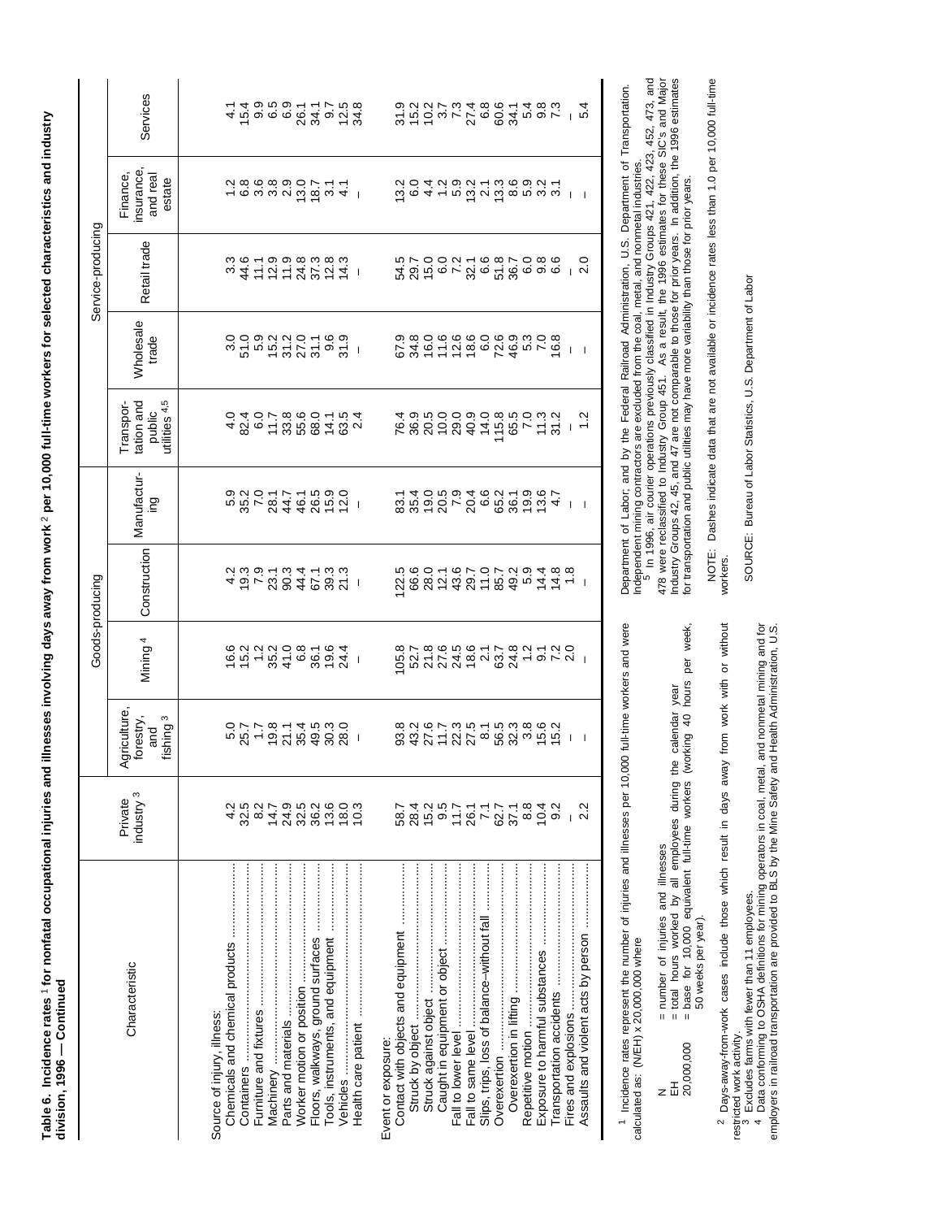**Table 6. Incidence rates [1] for nonfatal occupational injuries and illnesses involving days away from work [2] per 10,000 full-time workers for selected characteristics and industry division, 1996 — Continued**

| Characteristic | Private industry [3] | Goods-producing | | | Service-producing | | | | |
|---|---|---|---|---|---|---|---|---|---|
| | | Agriculture, forestry, and fishing [3] | Mining [4] | Construction | Manufacturing | Transportation and public utilities [4,5] | Wholesale trade | Retail trade | Finance, insurance, and real estate | Services |
| Source of injury, illness: | | | | | | | | | | |
| Chemicals and chemical products | 4.2 | 5.0 | 16.6 | 4.2 | 5.9 | 4.0 | 3.0 | 3.3 | 1.2 | 4.1 |
| Containers | 32.5 | 25.7 | 15.2 | 19.3 | 35.2 | 82.4 | 51.0 | 44.6 | 6.8 | 15.4 |
| Furniture and fixtures | 8.2 | 1.7 | 1.2 | 7.9 | 7.0 | 6.0 | 5.9 | 11.1 | 3.6 | 9.9 |
| Machinery | 14.7 | 19.8 | 35.2 | 23.1 | 28.1 | 11.7 | 15.2 | 12.9 | 3.8 | 6.5 |
| Parts and materials | 24.9 | 21.1 | 41.0 | 90.3 | 44.7 | 33.8 | 31.2 | 11.9 | 2.9 | 6.9 |
| Worker motion or position | 32.5 | 35.4 | 6.8 | 44.4 | 46.1 | 55.6 | 27.0 | 24.8 | 13.0 | 26.1 |
| Floors, walkways, ground surfaces | 36.2 | 49.5 | 36.1 | 67.1 | 26.5 | 68.0 | 31.1 | 37.3 | 18.7 | 34.1 |
| Tools, instruments, and equipment | 13.6 | 30.3 | 19.6 | 39.3 | 15.9 | 14.1 | 9.6 | 12.8 | 3.1 | 9.7 |
| Vehicles | 18.0 | 28.0 | 24.4 | 21.3 | 12.0 | 63.5 | 31.9 | 14.3 | 4.1 | 12.5 |
| Health care patient | 10.3 | – | – | – | – | 2.4 | – | – | – | 34.8 |
| Event or exposure: | | | | | | | | | | |
| Contact with objects and equipment | 58.7 | 93.8 | 105.8 | 122.5 | 83.1 | 76.4 | 67.9 | 54.5 | 13.2 | 31.9 |
| Struck by object | 28.4 | 43.2 | 52.7 | 66.6 | 35.4 | 36.9 | 34.8 | 29.7 | 6.0 | 15.2 |
| Struck against object | 15.2 | 27.6 | 21.8 | 28.0 | 19.0 | 20.5 | 16.0 | 15.0 | 4.4 | 10.2 |
| Caught in equipment or object | 9.5 | 11.7 | 27.6 | 12.1 | 20.5 | 10.0 | 11.6 | 6.0 | 1.2 | 3.7 |
| Fall to lower level | 11.7 | 22.3 | 24.5 | 43.6 | 7.9 | 29.0 | 12.6 | 7.2 | 5.9 | 7.3 |
| Fall to same level | 26.1 | 27.5 | 18.6 | 29.7 | 20.4 | 40.9 | 18.6 | 32.1 | 13.2 | 27.4 |
| Slips, trips, loss of balance–without fall | 7.1 | 8.1 | 2.1 | 11.0 | 6.6 | 14.0 | 6.0 | 6.6 | 2.1 | 6.8 |
| Overexertion | 62.7 | 56.5 | 63.7 | 85.7 | 65.2 | 115.8 | 72.6 | 51.8 | 13.3 | 60.6 |
| Overexertion in lifting | 37.1 | 32.3 | 24.8 | 49.2 | 36.1 | 65.5 | 46.9 | 36.7 | 8.6 | 34.1 |
| Repetitive motion | 8.8 | 3.8 | 1.2 | 5.9 | 19.9 | 7.0 | 5.3 | 6.0 | 5.9 | 5.4 |
| Exposure to harmful substances | 10.4 | 15.6 | 9.1 | 14.4 | 13.6 | 11.3 | 7.0 | 9.8 | 3.2 | 9.8 |
| Transportation accidents | 9.2 | 15.2 | 7.2 | 14.8 | 4.7 | 31.2 | 16.8 | 6.6 | 3.1 | 7.3 |
| Fires and explosions | – | – | 2.0 | 1.8 | – | – | – | – | – | – |
| Assaults and violent acts by person | 2.2 | – | – | – | – | 1.2 | – | 2.0 | – | 5.4 |

[1] Incidence rates represent the number of injuries and illnesses per 10,000 full-time workers and were calculated as: (N/EH) x 20,000,000 where

N = number of injuries and illnesses
EH = total hours worked by all employees during the calendar year
20,000,000 = base for 10,000 equivalent full-time workers (working 40 hours per week, 50 weeks per year).

[2] Days-away-from-work cases include those which result in days away from work with or without restricted work activity.

[3] Excludes farms with fewer than 11 employees.

[4] Data conforming to OSHA definitions for mining operators in coal, metal, and nonmetal mining and for employers in railroad transportation are provided to BLS by the Mine Safety and Health Administration, U.S. Department of Labor; and by the Federal Railroad Administration, U.S. Department of Transportation. Independent mining contractors are excluded from the coal, metal, and nonmetal industries.

[5] In 1996, air courier operations previously classified in Industry Groups 421, 422, 423, 452, 473, and 478 were reclassified to Industry Group 451. As a result, the 1996 estimates for these SIC's and Major Industry Groups 42, 45, and 47 are not comparable to those for prior years. In addition, the 1996 estimates for transportation and public utilities may have more variability than those for prior years.

NOTE: Dashes indicate data that are not available or incidence rates less than 1.0 per 10,000 full-time workers.

SOURCE: Bureau of Labor Statistics, U.S. Department of Labor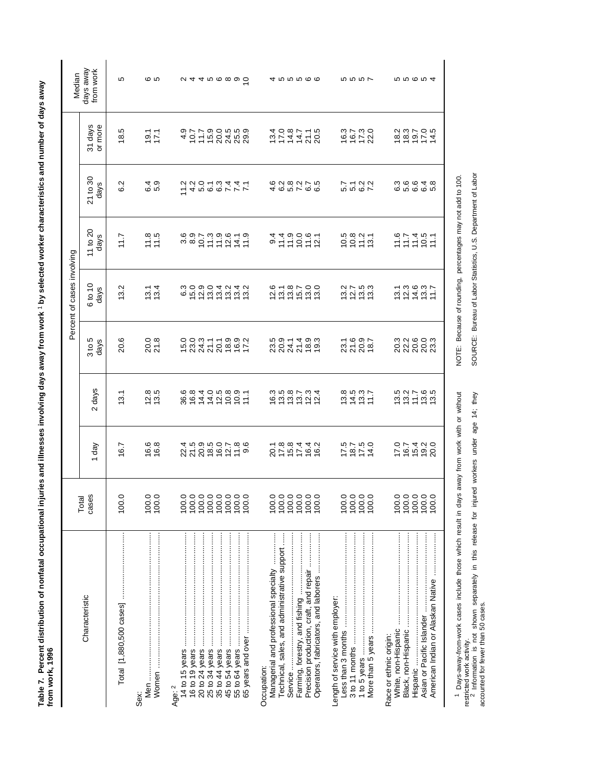**Table 7. Percent distribution of nonfatal occupational injuries and illnesses involving days away from work [1] by selected worker characteristics and number of days away from work, 1996**

| Characteristic | Total cases | Percent of cases involving | | | | | | | Median days away from work |
|---|---|---|---|---|---|---|---|---|---|
| | | 1 day | 2 days | 3 to 5 days | 6 to 10 days | 11 to 20 days | 21 to 30 days | 31 days or more | |
| Total [1,880,500 cases] | 100.0 | 16.7 | 13.1 | 20.6 | 13.2 | 11.7 | 6.2 | 18.5 | 5 |
| Sex: | | | | | | | | | |
| Men | 100.0 | 16.6 | 12.8 | 20.0 | 13.1 | 11.8 | 6.4 | 19.1 | 6 |
| Women | 100.0 | 16.8 | 13.5 | 21.8 | 13.4 | 11.5 | 5.9 | 17.1 | 5 |
| Age: [2] | | | | | | | | | |
| 14 to 15 years | 100.0 | 22.4 | 36.6 | 15.0 | 6.3 | 3.6 | 11.2 | 4.9 | 2 |
| 16 to 19 years | 100.0 | 21.5 | 16.8 | 23.0 | 15.0 | 8.9 | 4.2 | 10.7 | 4 |
| 20 to 24 years | 100.0 | 20.9 | 14.4 | 24.3 | 12.9 | 10.7 | 5.0 | 11.7 | 4 |
| 25 to 34 years | 100.0 | 18.5 | 14.0 | 21.1 | 13.0 | 11.3 | 6.1 | 15.9 | 5 |
| 35 to 44 years | 100.0 | 16.0 | 12.5 | 20.1 | 13.4 | 11.9 | 6.3 | 20.0 | 6 |
| 45 to 54 years | 100.0 | 12.7 | 10.8 | 18.9 | 13.2 | 12.6 | 7.4 | 24.5 | 8 |
| 55 to 64 years | 100.0 | 11.8 | 10.9 | 16.9 | 13.4 | 14.1 | 7.4 | 25.5 | 9 |
| 65 years and over | 100.0 | 9.6 | 11.1 | 17.2 | 13.2 | 11.9 | 7.1 | 29.9 | 10 |
| Occupation: | | | | | | | | | |
| Managerial and professional specialty | 100.0 | 20.1 | 16.3 | 23.5 | 12.6 | 9.4 | 4.6 | 13.4 | 4 |
| Technical, sales, and administrative support | 100.0 | 17.8 | 13.5 | 20.9 | 13.1 | 11.4 | 6.2 | 17.0 | 5 |
| Service | 100.0 | 15.8 | 13.8 | 24.1 | 13.8 | 11.9 | 5.8 | 14.8 | 5 |
| Farming, forestry, and fishing | 100.0 | 17.4 | 13.7 | 21.4 | 15.7 | 10.0 | 7.2 | 14.7 | 5 |
| Precision production, craft, and repair | 100.0 | 16.4 | 12.3 | 18.9 | 13.0 | 11.6 | 6.7 | 21.1 | 6 |
| Operators, fabricators, and laborers | 100.0 | 16.2 | 12.4 | 19.3 | 13.0 | 12.1 | 6.5 | 20.5 | 6 |
| Length of service with employer: | | | | | | | | | |
| Less than 3 months | 100.0 | 17.5 | 13.8 | 23.1 | 13.2 | 10.5 | 5.7 | 16.3 | 5 |
| 3 to 11 months | 100.0 | 18.7 | 14.5 | 21.6 | 12.7 | 10.8 | 5.1 | 16.7 | 5 |
| 1 to 5 years | 100.0 | 17.5 | 13.3 | 20.9 | 13.5 | 11.2 | 6.2 | 17.3 | 5 |
| More than 5 years | 100.0 | 14.0 | 11.7 | 18.7 | 13.3 | 13.1 | 7.2 | 22.0 | 7 |
| Race or ethnic origin: | | | | | | | | | |
| White, non-Hispanic | 100.0 | 17.0 | 13.5 | 20.3 | 13.1 | 11.6 | 6.3 | 18.2 | 5 |
| Black, non-Hispanic | 100.0 | 16.7 | 13.2 | 22.2 | 12.3 | 11.7 | 5.6 | 18.3 | 5 |
| Hispanic | 100.0 | 15.4 | 11.7 | 20.6 | 14.6 | 11.4 | 6.6 | 19.7 | 6 |
| Asian or Pacific Islander | 100.0 | 19.2 | 13.6 | 20.0 | 13.3 | 10.5 | 6.4 | 17.0 | 5 |
| American Indian or Alaskan Native | 100.0 | 20.0 | 13.5 | 23.3 | 11.7 | 11.1 | 5.8 | 14.5 | 4 |

[1] Days-away-from-work cases include those which result in days away from work with or without restricted work activity.
[2] Information is not shown separately in this release for injured workers under age 14; they accounted for fewer than 50 cases.

NOTE: Because of rounding, percentages may not add to 100.

SOURCE: Bureau of Labor Statistics, U.S. Department of Labor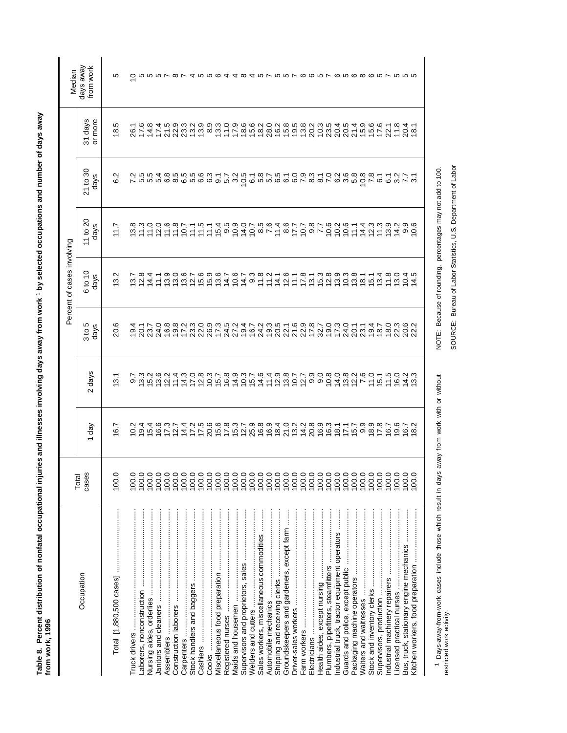**Table 8. Percent distribution of nonfatal occupational injuries and illnesses involving days away from work [1] by selected occupations and number of days away from work, 1996**

| Occupation | Total cases | Percent of cases involving | | | | | | | Median days away from work |
|---|---|---|---|---|---|---|---|---|---|
| | | 1 day | 2 days | 3 to 5 days | 6 to 10 days | 11 to 20 days | 21 to 30 days | 31 days or more | |
| Total [1,880,500 cases] | 100.0 | 16.7 | 13.1 | 20.6 | 13.2 | 11.7 | 6.2 | 18.5 | 5 |
| Truck drivers | 100.0 | 10.2 | 9.7 | 19.4 | 13.7 | 13.8 | 7.2 | 26.1 | 10 |
| Laborers, nonconstruction | 100.0 | 19.4 | 13.3 | 20.1 | 12.8 | 11.3 | 5.5 | 17.6 | 5 |
| Nursing aides, orderlies | 100.0 | 15.4 | 15.2 | 23.7 | 14.4 | 11.0 | 5.5 | 14.8 | 5 |
| Janitors and cleaners | 100.0 | 16.6 | 13.6 | 24.0 | 11.1 | 12.0 | 5.4 | 17.4 | 5 |
| Assemblers | 100.0 | 17.3 | 12.2 | 16.8 | 13.9 | 11.6 | 6.8 | 21.5 | 7 |
| Construction laborers | 100.0 | 12.7 | 11.4 | 19.8 | 13.0 | 11.8 | 8.5 | 22.9 | 8 |
| Carpenters | 100.0 | 14.4 | 14.3 | 17.2 | 13.6 | 10.7 | 6.5 | 23.3 | 7 |
| Stock handlers and baggers | 100.0 | 17.2 | 17.0 | 23.3 | 12.7 | 11.1 | 5.5 | 13.2 | 4 |
| Cashiers | 100.0 | 17.5 | 12.8 | 22.0 | 15.6 | 11.5 | 6.6 | 13.9 | 5 |
| Cooks | 100.0 | 20.6 | 10.3 | 26.9 | 15.9 | 11.1 | 6.3 | 8.9 | 5 |
| Miscellaneous food preparation | 100.0 | 15.6 | 15.7 | 17.3 | 13.6 | 15.4 | 9.1 | 13.3 | 6 |
| Registered nurses | 100.0 | 17.8 | 16.8 | 24.5 | 14.7 | 9.5 | 5.7 | 11.0 | 4 |
| Maids and housemen | 100.0 | 15.3 | 14.9 | 27.2 | 10.6 | 10.9 | 3.2 | 17.9 | 4 |
| Supervisors and proprietors, sales | 100.0 | 12.7 | 10.3 | 19.4 | 14.7 | 14.0 | 10.5 | 18.6 | 8 |
| Welders and cutters | 100.0 | 25.9 | 15.7 | 16.7 | 9.3 | 10.7 | 6.1 | 15.6 | 4 |
| Sales workers, miscellaneous commodities | 100.0 | 16.8 | 14.6 | 24.2 | 11.8 | 8.5 | 5.8 | 18.2 | 5 |
| Automobile mechanics | 100.0 | 16.9 | 11.4 | 19.3 | 11.2 | 7.6 | 5.7 | 28.0 | 7 |
| Shipping and receiving clerks | 100.0 | 18.4 | 12.9 | 20.5 | 14.1 | 11.4 | 6.5 | 16.2 | 5 |
| Groundskeepers and gardeners, except farm | 100.0 | 21.0 | 13.8 | 22.1 | 12.6 | 8.6 | 6.1 | 15.8 | 5 |
| Driver-sales workers | 100.0 | 13.2 | 10.7 | 21.6 | 11.1 | 17.7 | 6.0 | 19.5 | 7 |
| Farm workers | 100.0 | 14.2 | 12.7 | 22.9 | 17.8 | 10.7 | 7.9 | 13.8 | 6 |
| Electricians | 100.0 | 20.8 | 9.9 | 17.8 | 13.1 | 9.8 | 8.3 | 20.2 | 6 |
| Health aides, except nursing | 100.0 | 16.9 | 9.0 | 32.7 | 15.3 | 7.7 | 8.1 | 10.3 | 5 |
| Plumbers, pipefitters, steamfitters | 100.0 | 16.3 | 10.8 | 19.0 | 12.8 | 10.6 | 7.0 | 23.5 | 7 |
| Industrial truck, tractor equipment operators | 100.0 | 18.1 | 14.0 | 17.3 | 13.9 | 10.2 | 6.2 | 20.4 | 6 |
| Guards and police, except public | 100.0 | 17.1 | 13.8 | 24.0 | 10.3 | 10.6 | 3.6 | 20.5 | 5 |
| Packaging machine operators | 100.0 | 15.7 | 12.2 | 20.1 | 13.8 | 11.1 | 5.8 | 21.4 | 6 |
| Waiters and waitresses | 100.0 | 9.9 | 7.6 | 23.1 | 18.1 | 14.4 | 10.8 | 15.9 | 8 |
| Stock and inventory clerks | 100.0 | 18.9 | 11.0 | 19.4 | 15.1 | 12.3 | 7.8 | 15.6 | 6 |
| Supervisors, production | 100.0 | 17.8 | 15.1 | 18.7 | 13.4 | 11.3 | 6.1 | 17.6 | 5 |
| Industrial machinery repairers | 100.0 | 16.7 | 11.5 | 18.0 | 11.8 | 13.9 | 6.1 | 22.1 | 7 |
| Licensed practical nurses | 100.0 | 19.6 | 16.0 | 22.3 | 13.0 | 14.2 | 3.2 | 11.8 | 5 |
| Bus, truck, stationary engine mechanics | 100.0 | 16.7 | 14.2 | 20.6 | 10.4 | 9.9 | 7.7 | 20.4 | 5 |
| Kitchen workers, food preparation | 100.0 | 18.2 | 13.3 | 22.2 | 14.5 | 10.6 | 3.1 | 18.1 | 5 |

[1] Days-away-from-work cases include those which result in days away from work with or without restricted work activity.

NOTE: Because of rounding, percentages may not add to 100.

SOURCE: Bureau of Labor Statistics, U.S. Department of Labor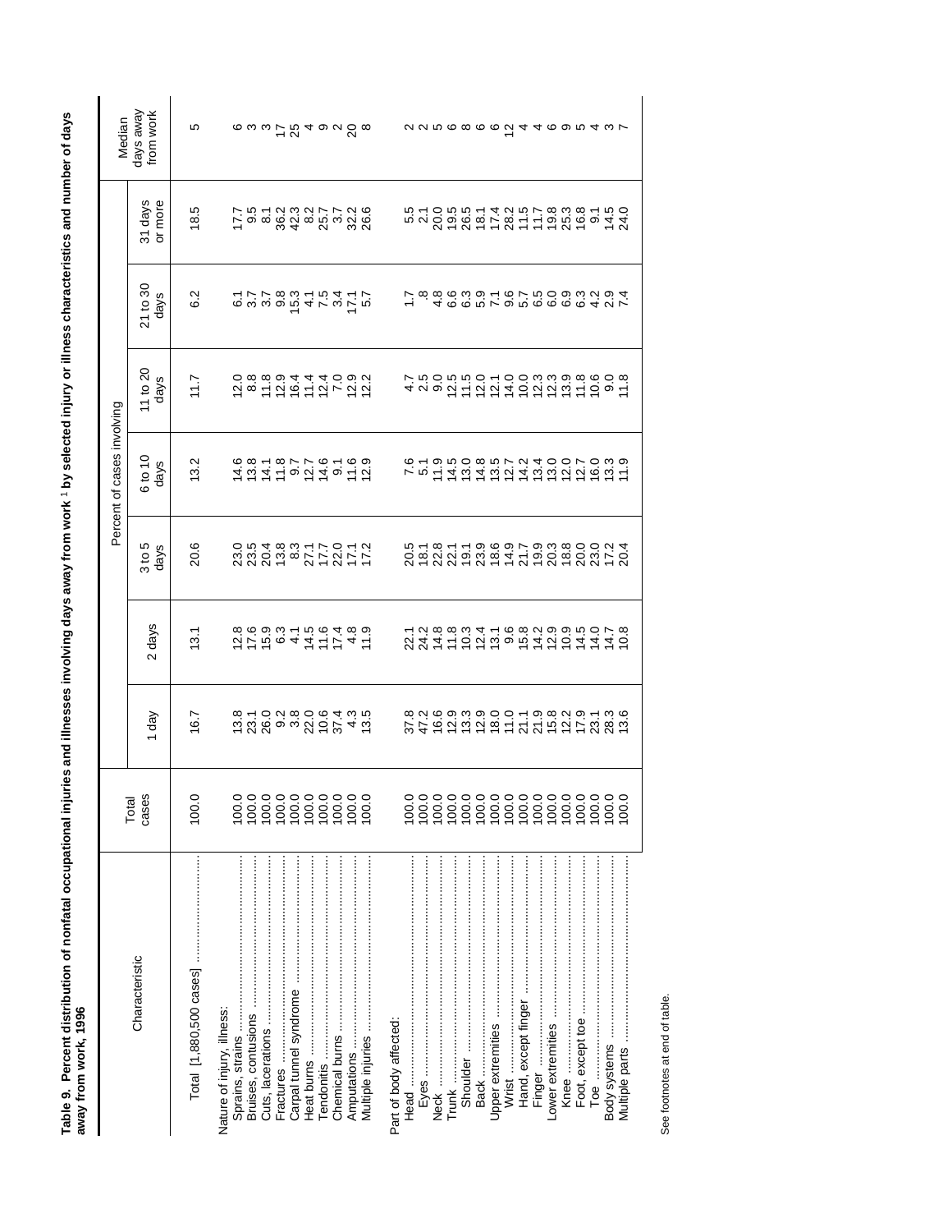**Table 9. Percent distribution of nonfatal occupational injuries and illnesses involving days away from work [1] by selected injury or illness characteristics and number of days away from work, 1996**

| Characteristic | Total cases | Percent of cases involving | | | | | | | Median days away from work |
|---|---|---|---|---|---|---|---|---|---|
| | | 1 day | 2 days | 3 to 5 days | 6 to 10 days | 11 to 20 days | 21 to 30 days | 31 days or more | |
| Total [1,880,500 cases] | 100.0 | 16.7 | 13.1 | 20.6 | 13.2 | 11.7 | 6.2 | 18.5 | 5 |
| Nature of injury, illness: | | | | | | | | | |
| Sprains, strains | 100.0 | 13.8 | 12.8 | 23.0 | 14.6 | 12.0 | 6.1 | 17.7 | 6 |
| Bruises, contusions | 100.0 | 23.1 | 17.6 | 23.5 | 13.8 | 8.8 | 3.7 | 9.5 | 3 |
| Cuts, lacerations | 100.0 | 26.0 | 15.9 | 20.4 | 14.1 | 11.8 | 3.7 | 8.1 | 3 |
| Fractures | 100.0 | 9.2 | 6.3 | 13.8 | 11.8 | 12.9 | 9.8 | 36.2 | 17 |
| Carpal tunnel syndrome | 100.0 | 3.8 | 4.1 | 8.3 | 9.7 | 16.4 | 15.3 | 42.3 | 25 |
| Heat burns | 100.0 | 22.0 | 14.5 | 27.1 | 12.7 | 11.4 | 4.1 | 8.2 | 4 |
| Tendonitis | 100.0 | 10.6 | 11.6 | 17.7 | 14.6 | 12.4 | 7.5 | 25.7 | 9 |
| Chemical burns | 100.0 | 37.4 | 17.4 | 22.0 | 9.1 | 7.0 | 3.4 | 3.7 | 2 |
| Amputations | 100.0 | 4.3 | 4.8 | 17.1 | 11.6 | 12.9 | 17.1 | 32.2 | 20 |
| Multiple injuries | 100.0 | 13.5 | 11.9 | 17.2 | 12.9 | 12.2 | 5.7 | 26.6 | 8 |
| Part of body affected: | | | | | | | | | |
| Head | 100.0 | 37.8 | 22.1 | 20.5 | 7.6 | 4.7 | 1.7 | 5.5 | 2 |
| Eyes | 100.0 | 47.2 | 24.2 | 18.1 | 5.1 | 2.5 | .8 | 2.1 | 2 |
| Neck | 100.0 | 16.6 | 14.8 | 22.8 | 11.9 | 9.0 | 4.8 | 20.0 | 5 |
| Trunk | 100.0 | 12.9 | 11.8 | 22.1 | 14.5 | 12.5 | 6.6 | 19.5 | 6 |
| Shoulder | 100.0 | 13.3 | 10.3 | 19.1 | 13.0 | 11.5 | 6.3 | 26.5 | 8 |
| Back | 100.0 | 12.9 | 12.4 | 23.9 | 14.8 | 12.0 | 5.9 | 18.1 | 6 |
| Upper extremities | 100.0 | 18.0 | 13.1 | 18.6 | 13.5 | 12.1 | 7.1 | 17.4 | 6 |
| Wrist | 100.0 | 11.0 | 9.6 | 14.9 | 12.7 | 14.0 | 9.6 | 28.2 | 12 |
| Hand, except finger | 100.0 | 21.1 | 15.8 | 21.7 | 14.2 | 10.0 | 5.7 | 11.5 | 4 |
| Finger | 100.0 | 21.9 | 14.2 | 19.9 | 13.4 | 12.3 | 6.5 | 11.7 | 4 |
| Lower extremities | 100.0 | 15.8 | 12.9 | 20.3 | 13.0 | 12.3 | 6.0 | 19.8 | 6 |
| Knee | 100.0 | 12.2 | 10.9 | 18.8 | 12.0 | 13.9 | 6.9 | 25.3 | 9 |
| Foot, except toe | 100.0 | 17.9 | 14.5 | 20.0 | 12.7 | 11.8 | 6.3 | 16.8 | 5 |
| Toe | 100.0 | 23.1 | 14.0 | 23.0 | 16.0 | 10.6 | 4.2 | 9.1 | 4 |
| Body systems | 100.0 | 28.3 | 14.7 | 17.2 | 13.3 | 9.0 | 2.9 | 14.5 | 3 |
| Multiple parts | 100.0 | 13.6 | 10.8 | 20.4 | 11.9 | 11.8 | 7.4 | 24.0 | 7 |

See footnotes at end of table.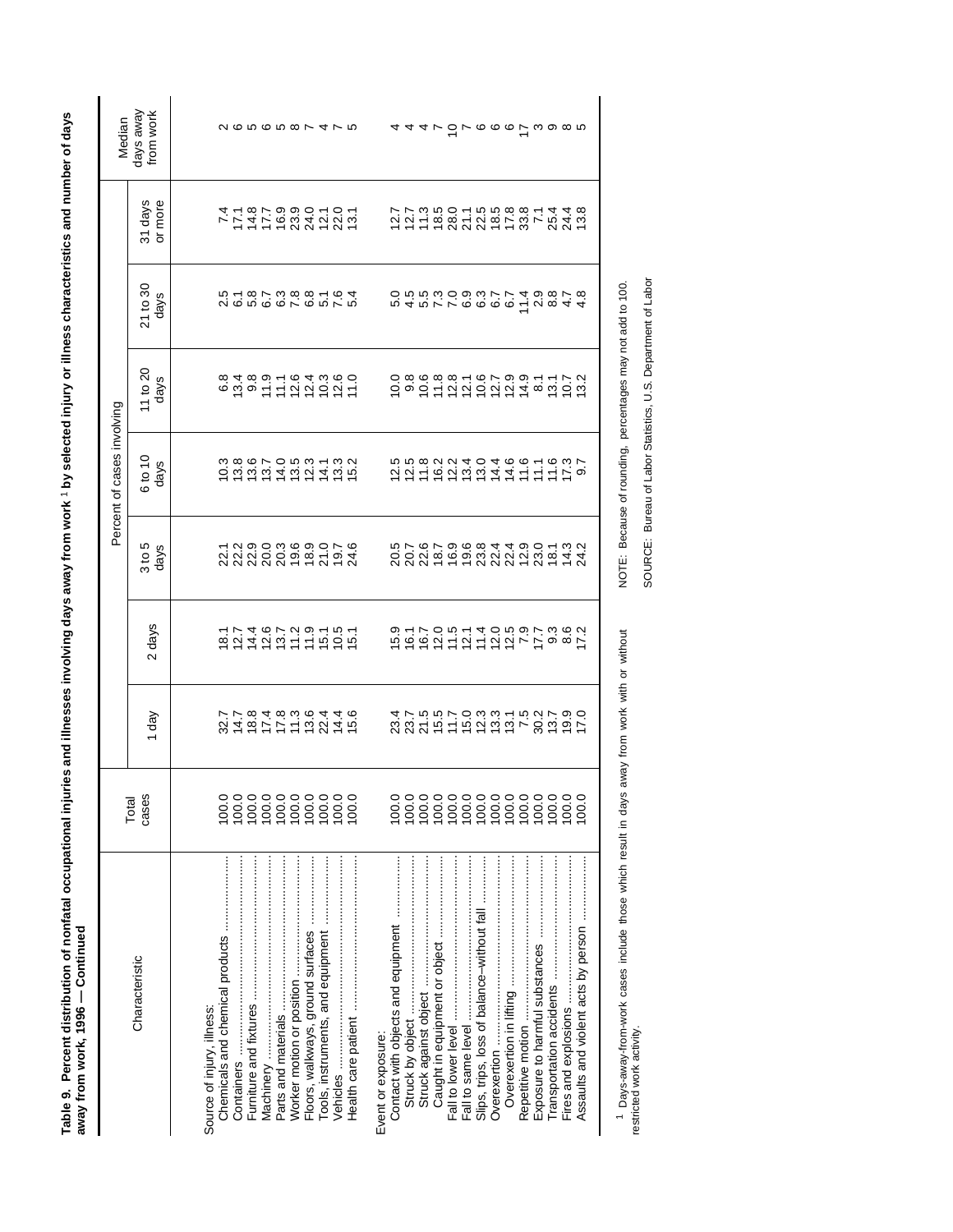**Table 9. Percent distribution of nonfatal occupational injuries and illnesses involving days away from work [1] by selected injury or illness characteristics and number of days away from work, 1996 — Continued**

| Characteristic | Total cases | Percent of cases involving | | | | | | | Median days away from work |
|---|---|---|---|---|---|---|---|---|---|
| | | 1 day | 2 days | 3 to 5 days | 6 to 10 days | 11 to 20 days | 21 to 30 days | 31 days or more | |
| Source of injury, illness: | | | | | | | | | |
| Chemicals and chemical products | 100.0 | 32.7 | 18.1 | 22.1 | 10.3 | 6.8 | 2.5 | 7.4 | 2 |
| Containers | 100.0 | 14.7 | 12.7 | 22.2 | 13.8 | 13.4 | 6.1 | 17.1 | 6 |
| Furniture and fixtures | 100.0 | 18.8 | 14.4 | 22.9 | 13.6 | 9.8 | 5.8 | 14.8 | 5 |
| Machinery | 100.0 | 17.4 | 12.6 | 20.0 | 13.7 | 11.9 | 6.7 | 17.7 | 6 |
| Parts and materials | 100.0 | 17.8 | 13.7 | 20.3 | 14.0 | 11.1 | 6.3 | 16.9 | 5 |
| Worker motion or position | 100.0 | 11.3 | 11.2 | 19.6 | 13.5 | 12.6 | 7.8 | 23.9 | 8 |
| Floors, walkways, ground surfaces | 100.0 | 13.6 | 11.9 | 18.9 | 12.3 | 12.4 | 6.8 | 24.0 | 7 |
| Tools, instruments, and equipment | 100.0 | 22.4 | 15.1 | 21.0 | 14.1 | 10.3 | 5.1 | 12.1 | 4 |
| Vehicles | 100.0 | 14.4 | 10.5 | 19.7 | 13.3 | 12.6 | 7.6 | 22.0 | 7 |
| Health care patient | 100.0 | 15.6 | 15.1 | 24.6 | 15.2 | 11.0 | 5.4 | 13.1 | 5 |
| Event or exposure: | | | | | | | | | |
| Contact with objects and equipment | 100.0 | 23.4 | 15.9 | 20.5 | 12.5 | 10.0 | 5.0 | 12.7 | 4 |
| Struck by object | 100.0 | 23.7 | 16.1 | 20.7 | 12.5 | 9.8 | 4.5 | 12.7 | 4 |
| Struck against object | 100.0 | 21.5 | 16.7 | 22.6 | 11.8 | 10.6 | 5.5 | 11.3 | 4 |
| Caught in equipment or object | 100.0 | 15.5 | 12.0 | 18.7 | 16.2 | 11.8 | 7.3 | 18.5 | 7 |
| Fall to lower level | 100.0 | 11.7 | 11.5 | 16.9 | 12.2 | 12.8 | 7.0 | 28.0 | 10 |
| Fall to same level | 100.0 | 15.0 | 12.1 | 19.6 | 13.4 | 12.1 | 6.9 | 21.1 | 7 |
| Slips, trips, loss of balance–without fall | 100.0 | 12.3 | 11.4 | 23.8 | 13.0 | 10.6 | 6.3 | 22.5 | 6 |
| Overexertion | 100.0 | 13.3 | 12.0 | 22.4 | 14.4 | 12.7 | 6.7 | 18.5 | 6 |
| Overexertion in lifting | 100.0 | 13.1 | 12.5 | 22.4 | 14.6 | 12.9 | 6.7 | 17.8 | 6 |
| Repetitive motion | 100.0 | 7.5 | 7.9 | 12.9 | 11.6 | 14.9 | 11.4 | 33.8 | 17 |
| Exposure to harmful substances | 100.0 | 30.2 | 17.7 | 23.0 | 11.1 | 8.1 | 2.9 | 7.1 | 3 |
| Transportation accidents | 100.0 | 13.7 | 9.3 | 18.1 | 11.6 | 13.1 | 8.8 | 25.4 | 9 |
| Fires and explosions | 100.0 | 19.9 | 8.6 | 14.3 | 17.3 | 10.7 | 4.7 | 24.4 | 8 |
| Assaults and violent acts by person | 100.0 | 17.0 | 17.2 | 24.2 | 9.7 | 13.2 | 4.8 | 13.8 | 5 |

[1] Days-away-from-work cases include those which result in days away from work with or without restricted work activity.

NOTE: Because of rounding, percentages may not add to 100.

SOURCE: Bureau of Labor Statistics, U.S. Department of Labor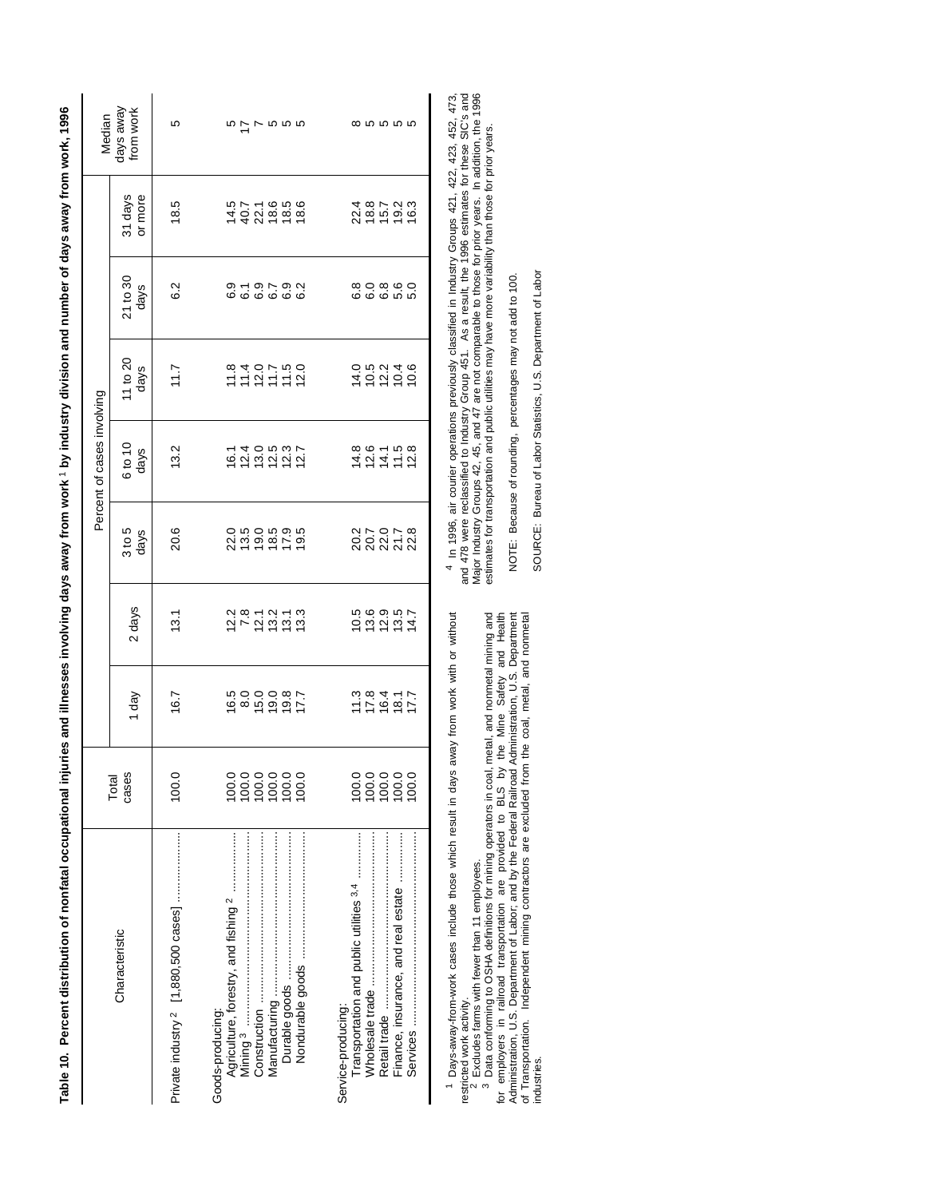**Table 10. Percent distribution of nonfatal occupational injuries and illnesses involving days away from work[1] by industry division and number of days away from work, 1996**

| Characteristic | Total cases | Percent of cases involving | | | | | | | Median days away from work |
|---|---|---|---|---|---|---|---|---|---|
| | | 1 day | 2 days | 3 to 5 days | 6 to 10 days | 11 to 20 days | 21 to 30 days | 31 days or more | |
| Private industry[2] [1,880,500 cases] | 100.0 | 16.7 | 13.1 | 20.6 | 13.2 | 11.7 | 6.2 | 18.5 | 5 |
| Goods-producing: | | | | | | | | | |
| Agriculture, forestry, and fishing[2] | 100.0 | 16.5 | 12.2 | 22.0 | 16.1 | 11.8 | 6.9 | 14.5 | 5 |
| Mining[3] | 100.0 | 8.0 | 7.8 | 13.5 | 12.4 | 11.4 | 6.1 | 40.7 | 17 |
| Construction | 100.0 | 15.0 | 12.1 | 19.0 | 13.0 | 12.0 | 6.9 | 22.1 | 7 |
| Manufacturing | 100.0 | 19.0 | 13.2 | 18.5 | 12.5 | 11.7 | 6.7 | 18.6 | 5 |
| Durable goods | 100.0 | 19.8 | 13.1 | 17.9 | 12.3 | 11.5 | 6.9 | 18.5 | 5 |
| Nondurable goods | 100.0 | 17.7 | 13.3 | 19.5 | 12.7 | 12.0 | 6.2 | 18.6 | 5 |
| Service-producing: | | | | | | | | | |
| Transportation and public utilities[3,4] | 100.0 | 11.3 | 10.5 | 20.2 | 14.8 | 14.0 | 6.8 | 22.4 | 8 |
| Wholesale trade | 100.0 | 17.8 | 13.6 | 20.7 | 12.6 | 10.5 | 6.0 | 18.8 | 5 |
| Retail trade | 100.0 | 16.4 | 12.9 | 22.0 | 14.1 | 12.2 | 6.8 | 15.7 | 5 |
| Finance, insurance, and real estate | 100.0 | 18.1 | 13.5 | 21.7 | 11.5 | 10.4 | 5.6 | 19.2 | 5 |
| Services | 100.0 | 17.7 | 14.7 | 22.8 | 12.8 | 10.6 | 5.0 | 16.3 | 5 |

[1] Days-away-from-work cases include those which result in days away from work with or without restricted work activity.

[2] Excludes farms with fewer than 11 employees.

[3] Data conforming to OSHA definitions for mining operators in coal, metal, and nonmetal mining and for employers in railroad transportation are provided to BLS by the Mine Safety and Health Administration, U.S. Department of Labor; and by the Federal Railroad Administration, U.S. Department of Transportation. Independent mining contractors are excluded from the coal, metal, and nonmetal industries.

[4] In 1996, air courier operations previously classified in Industry Groups 421, 422, 423, 452, 473, and 478 were reclassified to Industry Group 451. As a result, the 1996 estimates for these SIC's and Major Industry Groups 42, 45, and 47 are not comparable to those for prior years. In addition, the 1996 estimates for transportation and public utilities may have more variability than those for prior years.

NOTE: Because of rounding, percentages may not add to 100.

SOURCE: Bureau of Labor Statistics, U.S. Department of Labor